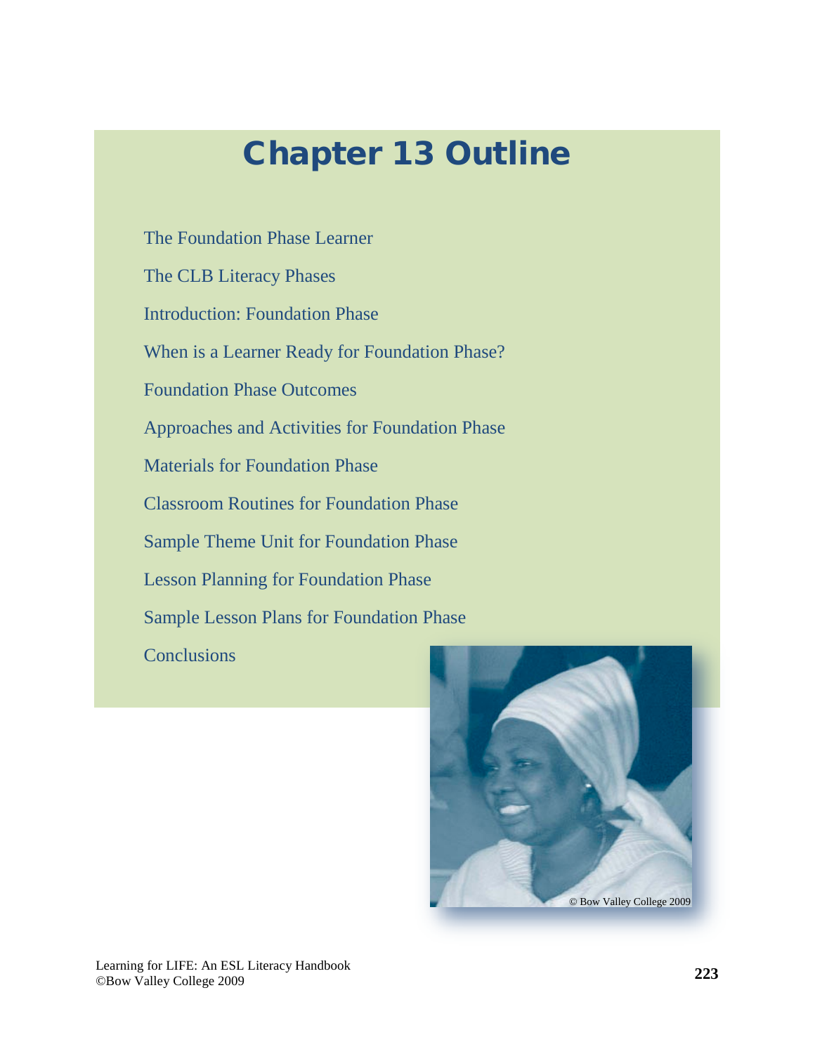# Chapter 13 Outline

The Foundation Phase Learner

The CLB Literacy Phases

Introduction: Foundation Phase

When is a Learner Ready for Foundation Phase?

Foundation Phase Outcomes

Approaches and Activities for Foundation Phase

Materials for Foundation Phase

Classroom Routines for Foundation Phase

Sample Theme Unit for Foundation Phase

Lesson Planning for Foundation Phase

Sample Lesson Plans for Foundation Phase

Conclusions

© Bow Valley College 2009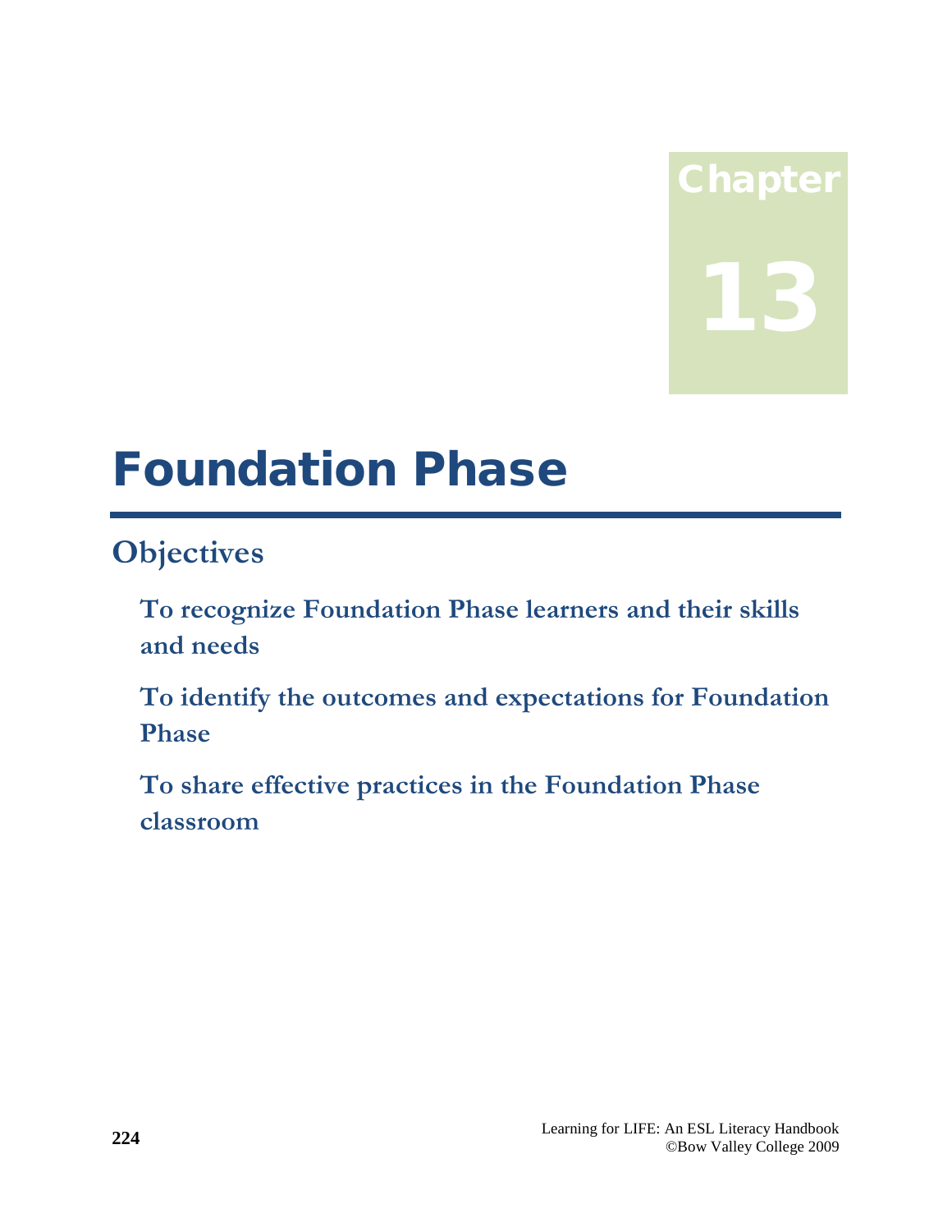Chapter 13

# Foundation Phase

## Objectives

**To recognize Foundation Phase learners and their skills and needs**

**To identify the outcomes and expectations for Foundation Phase**

**To share effective practices in the Foundation Phase classroom**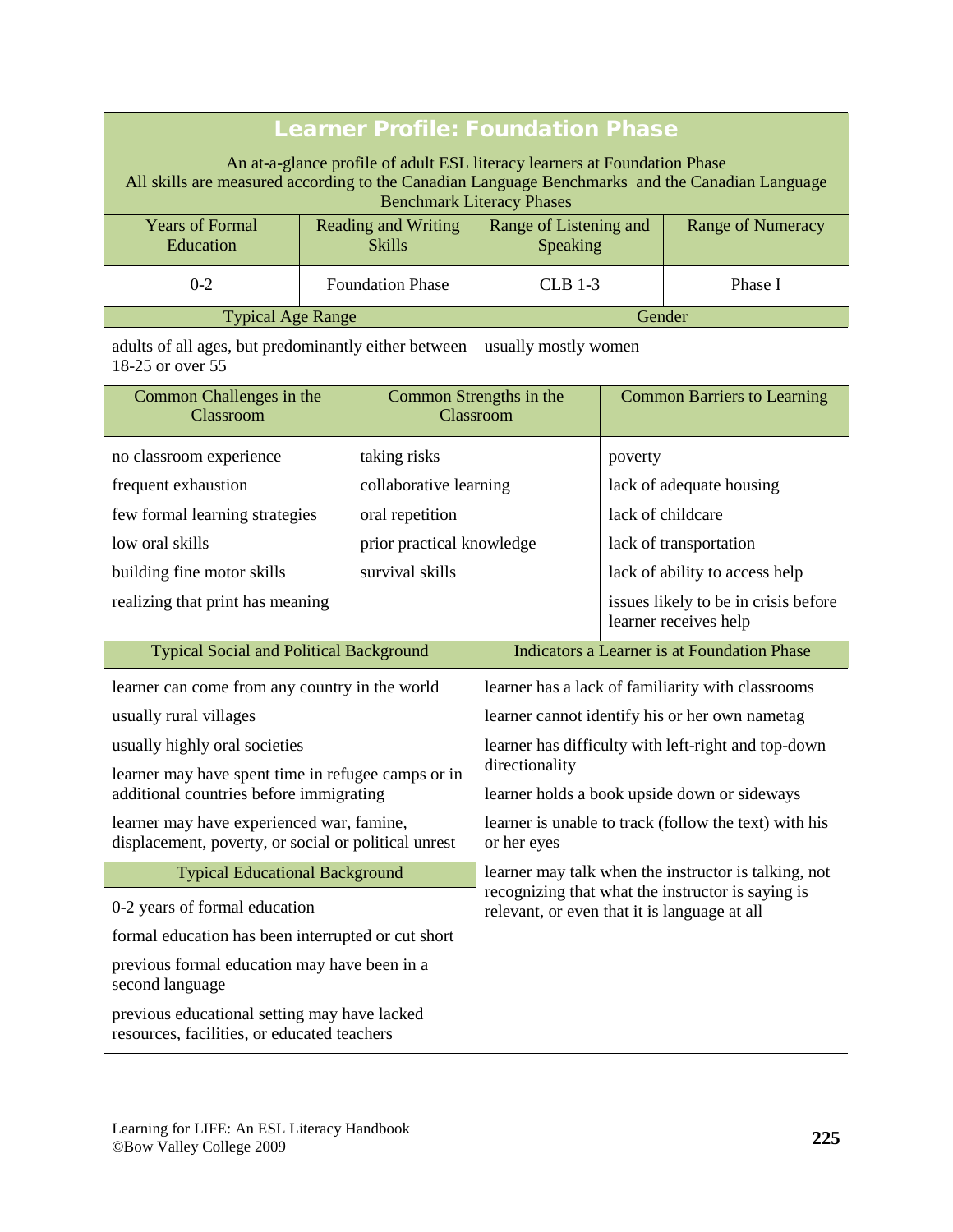# Learner Profile: Foundation Phase

An at-a-glance profile of adult ESL literacy learners at Foundation Phase
All skills are measured according to the Canadian Language Benchmarks and the Canadian Language Benchmark Literacy Phases

| Years of Formal Education | Reading and Writing Skills | Range of Listening and Speaking | Range of Numeracy |
|---|---|---|---|
| 0-2 | Foundation Phase | CLB 1-3 | Phase I |

| Typical Age Range | Gender |
|---|---|
| adults of all ages, but predominantly either between 18-25 or over 55 | usually mostly women |

| Common Challenges in the Classroom | Common Strengths in the Classroom | Common Barriers to Learning |
|---|---|---|
| no classroom experience | taking risks | poverty |
| frequent exhaustion | collaborative learning | lack of adequate housing |
| few formal learning strategies | oral repetition | lack of childcare |
| low oral skills | prior practical knowledge | lack of transportation |
| building fine motor skills | survival skills | lack of ability to access help |
| realizing that print has meaning | | issues likely to be in crisis before learner receives help |

| Typical Social and Political Background | Indicators a Learner is at Foundation Phase |
|---|---|
| learner can come from any country in the world | learner has a lack of familiarity with classrooms |
| usually rural villages | learner cannot identify his or her own nametag |
| usually highly oral societies | learner has difficulty with left-right and top-down directionality |
| learner may have spent time in refugee camps or in additional countries before immigrating | learner holds a book upside down or sideways |
| learner may have experienced war, famine, displacement, poverty, or social or political unrest | learner is unable to track (follow the text) with his or her eyes |
| **Typical Educational Background** | learner may talk when the instructor is talking, not recognizing that what the instructor is saying is relevant, or even that it is language at all |
| 0-2 years of formal education | |
| formal education has been interrupted or cut short | |
| previous formal education may have been in a second language | |
| previous educational setting may have lacked resources, facilities, or educated teachers | |

Learning for LIFE: An ESL Literacy Handbook
©Bow Valley College 2009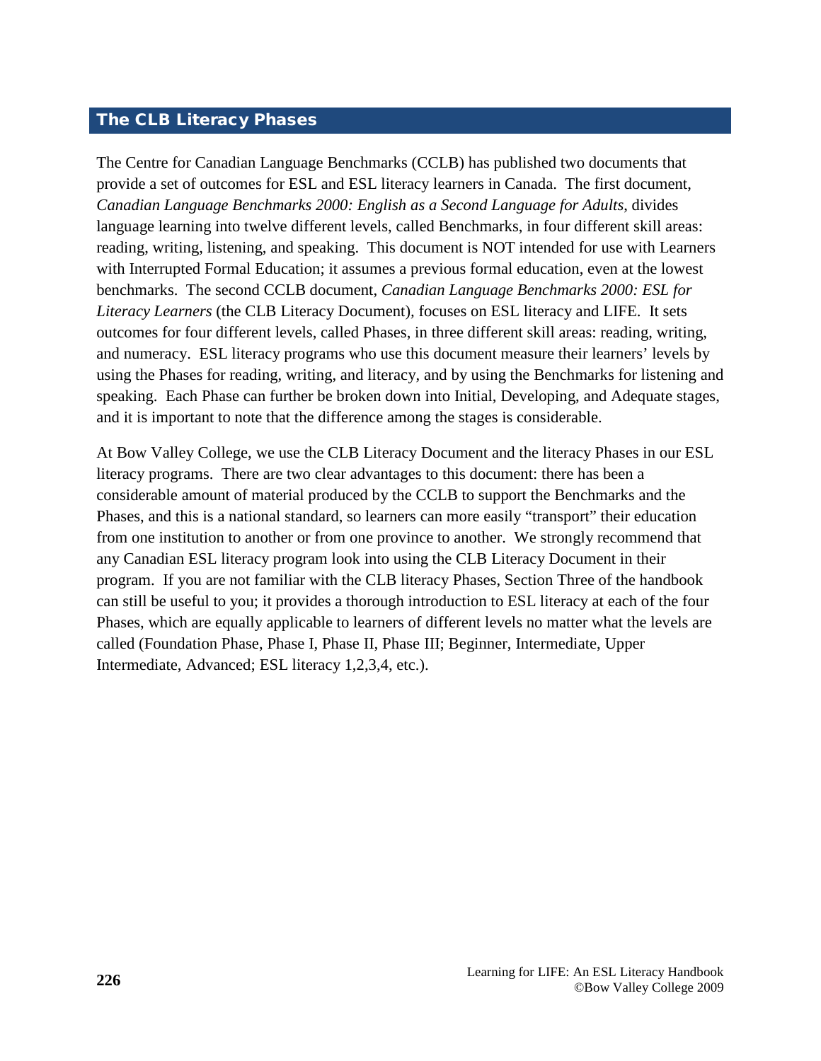## The CLB Literacy Phases

The Centre for Canadian Language Benchmarks (CCLB) has published two documents that provide a set of outcomes for ESL and ESL literacy learners in Canada. The first document, *Canadian Language Benchmarks 2000: English as a Second Language for Adults*, divides language learning into twelve different levels, called Benchmarks, in four different skill areas: reading, writing, listening, and speaking. This document is NOT intended for use with Learners with Interrupted Formal Education; it assumes a previous formal education, even at the lowest benchmarks. The second CCLB document, *Canadian Language Benchmarks 2000: ESL for Literacy Learners* (the CLB Literacy Document), focuses on ESL literacy and LIFE. It sets outcomes for four different levels, called Phases, in three different skill areas: reading, writing, and numeracy. ESL literacy programs who use this document measure their learners' levels by using the Phases for reading, writing, and literacy, and by using the Benchmarks for listening and speaking. Each Phase can further be broken down into Initial, Developing, and Adequate stages, and it is important to note that the difference among the stages is considerable.

At Bow Valley College, we use the CLB Literacy Document and the literacy Phases in our ESL literacy programs. There are two clear advantages to this document: there has been a considerable amount of material produced by the CCLB to support the Benchmarks and the Phases, and this is a national standard, so learners can more easily "transport" their education from one institution to another or from one province to another. We strongly recommend that any Canadian ESL literacy program look into using the CLB Literacy Document in their program. If you are not familiar with the CLB literacy Phases, Section Three of the handbook can still be useful to you; it provides a thorough introduction to ESL literacy at each of the four Phases, which are equally applicable to learners of different levels no matter what the levels are called (Foundation Phase, Phase I, Phase II, Phase III; Beginner, Intermediate, Upper Intermediate, Advanced; ESL literacy 1,2,3,4, etc.).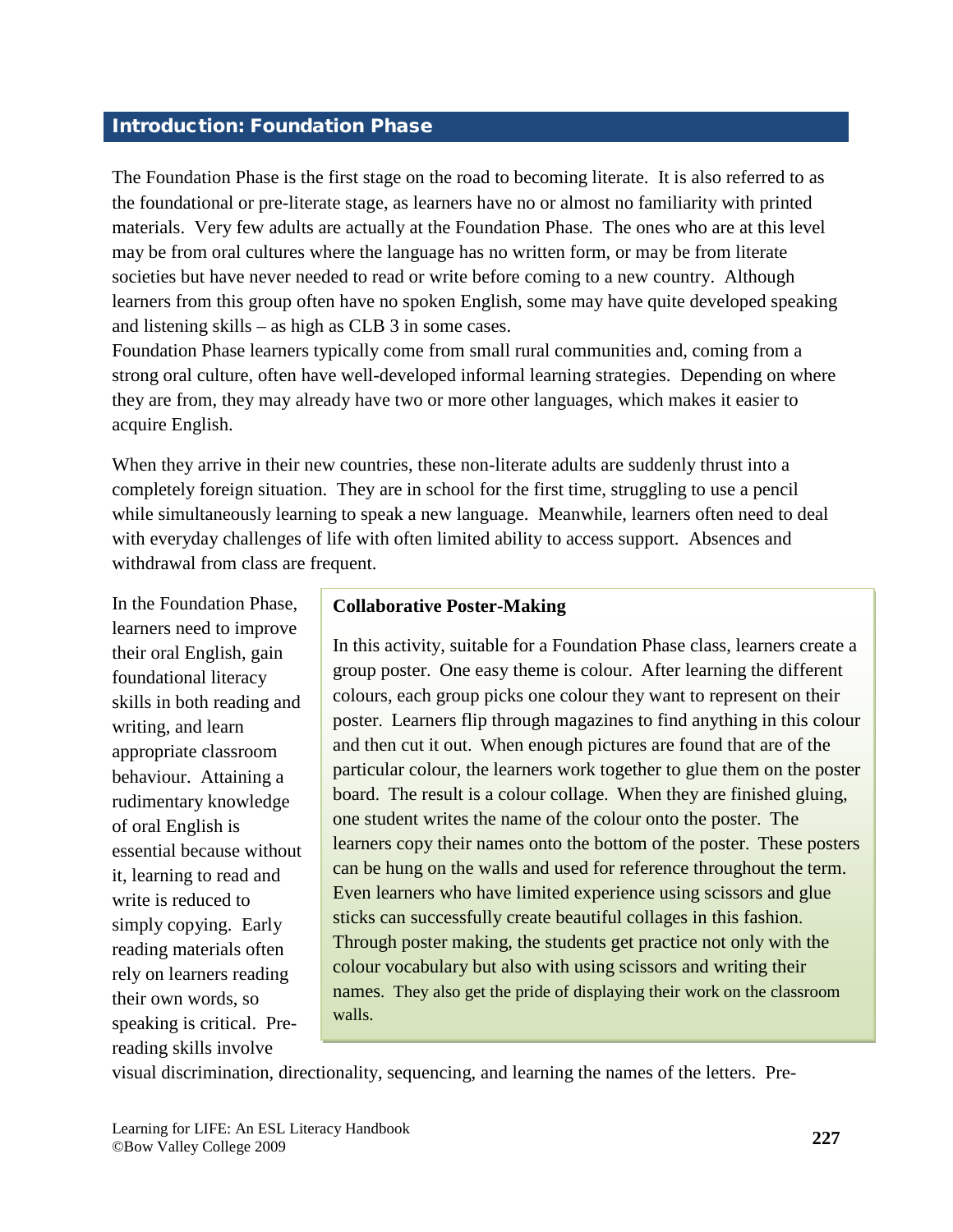## Introduction: Foundation Phase

The Foundation Phase is the first stage on the road to becoming literate. It is also referred to as the foundational or pre-literate stage, as learners have no or almost no familiarity with printed materials. Very few adults are actually at the Foundation Phase. The ones who are at this level may be from oral cultures where the language has no written form, or may be from literate societies but have never needed to read or write before coming to a new country. Although learners from this group often have no spoken English, some may have quite developed speaking and listening skills – as high as CLB 3 in some cases.

Foundation Phase learners typically come from small rural communities and, coming from a strong oral culture, often have well-developed informal learning strategies. Depending on where they are from, they may already have two or more other languages, which makes it easier to acquire English.

When they arrive in their new countries, these non-literate adults are suddenly thrust into a completely foreign situation. They are in school for the first time, struggling to use a pencil while simultaneously learning to speak a new language. Meanwhile, learners often need to deal with everyday challenges of life with often limited ability to access support. Absences and withdrawal from class are frequent.

> **Collaborative Poster-Making**
>
> In this activity, suitable for a Foundation Phase class, learners create a group poster. One easy theme is colour. After learning the different colours, each group picks one colour they want to represent on their poster. Learners flip through magazines to find anything in this colour and then cut it out. When enough pictures are found that are of the particular colour, the learners work together to glue them on the poster board. The result is a colour collage. When they are finished gluing, one student writes the name of the colour onto the poster. The learners copy their names onto the bottom of the poster. These posters can be hung on the walls and used for reference throughout the term. Even learners who have limited experience using scissors and glue sticks can successfully create beautiful collages in this fashion. Through poster making, the students get practice not only with the colour vocabulary but also with using scissors and writing their names. They also get the pride of displaying their work on the classroom walls.

In the Foundation Phase, learners need to improve their oral English, gain foundational literacy skills in both reading and writing, and learn appropriate classroom behaviour. Attaining a rudimentary knowledge of oral English is essential because without it, learning to read and write is reduced to simply copying. Early reading materials often rely on learners reading their own words, so speaking is critical. Pre-reading skills involve visual discrimination, directionality, sequencing, and learning the names of the letters. Pre-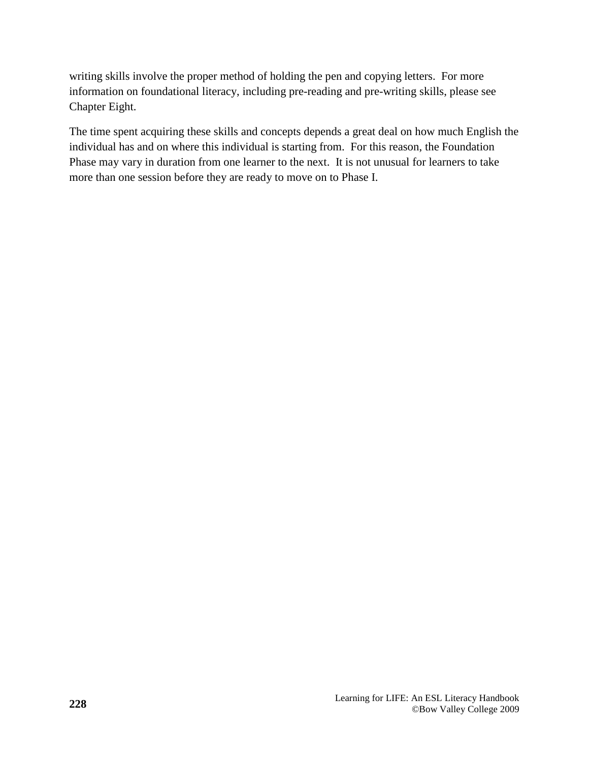writing skills involve the proper method of holding the pen and copying letters.  For more information on foundational literacy, including pre-reading and pre-writing skills, please see Chapter Eight.

The time spent acquiring these skills and concepts depends a great deal on how much English the individual has and on where this individual is starting from.  For this reason, the Foundation Phase may vary in duration from one learner to the next.  It is not unusual for learners to take more than one session before they are ready to move on to Phase I.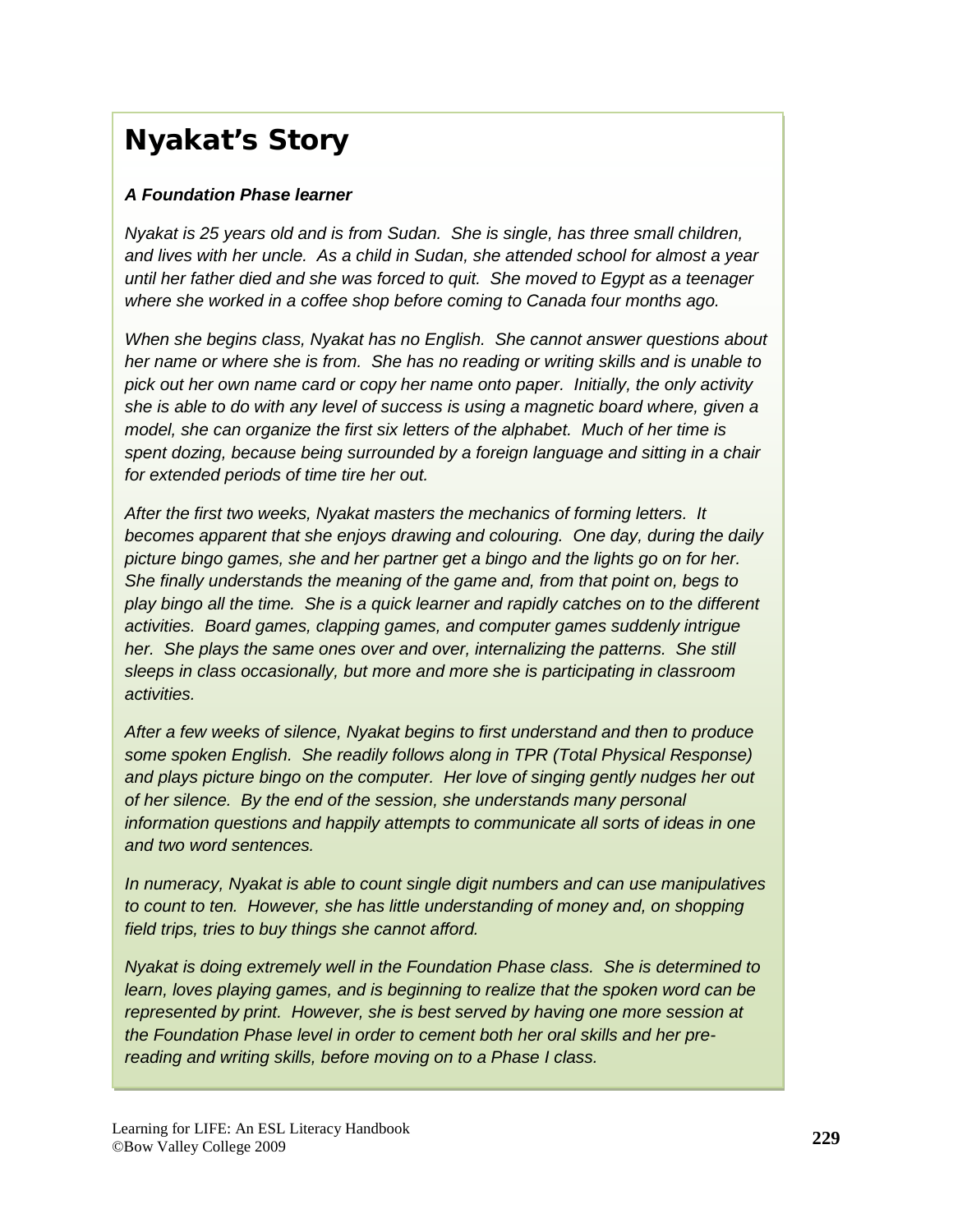# Nyakat's Story

***A Foundation Phase learner***

*Nyakat is 25 years old and is from Sudan. She is single, has three small children, and lives with her uncle. As a child in Sudan, she attended school for almost a year until her father died and she was forced to quit. She moved to Egypt as a teenager where she worked in a coffee shop before coming to Canada four months ago.*

*When she begins class, Nyakat has no English. She cannot answer questions about her name or where she is from. She has no reading or writing skills and is unable to pick out her own name card or copy her name onto paper. Initially, the only activity she is able to do with any level of success is using a magnetic board where, given a model, she can organize the first six letters of the alphabet. Much of her time is spent dozing, because being surrounded by a foreign language and sitting in a chair for extended periods of time tire her out.*

*After the first two weeks, Nyakat masters the mechanics of forming letters. It becomes apparent that she enjoys drawing and colouring. One day, during the daily picture bingo games, she and her partner get a bingo and the lights go on for her. She finally understands the meaning of the game and, from that point on, begs to play bingo all the time. She is a quick learner and rapidly catches on to the different activities. Board games, clapping games, and computer games suddenly intrigue her. She plays the same ones over and over, internalizing the patterns. She still sleeps in class occasionally, but more and more she is participating in classroom activities.*

*After a few weeks of silence, Nyakat begins to first understand and then to produce some spoken English. She readily follows along in TPR (Total Physical Response) and plays picture bingo on the computer. Her love of singing gently nudges her out of her silence. By the end of the session, she understands many personal information questions and happily attempts to communicate all sorts of ideas in one and two word sentences.*

*In numeracy, Nyakat is able to count single digit numbers and can use manipulatives to count to ten. However, she has little understanding of money and, on shopping field trips, tries to buy things she cannot afford.*

*Nyakat is doing extremely well in the Foundation Phase class. She is determined to learn, loves playing games, and is beginning to realize that the spoken word can be represented by print. However, she is best served by having one more session at the Foundation Phase level in order to cement both her oral skills and her pre-reading and writing skills, before moving on to a Phase I class.*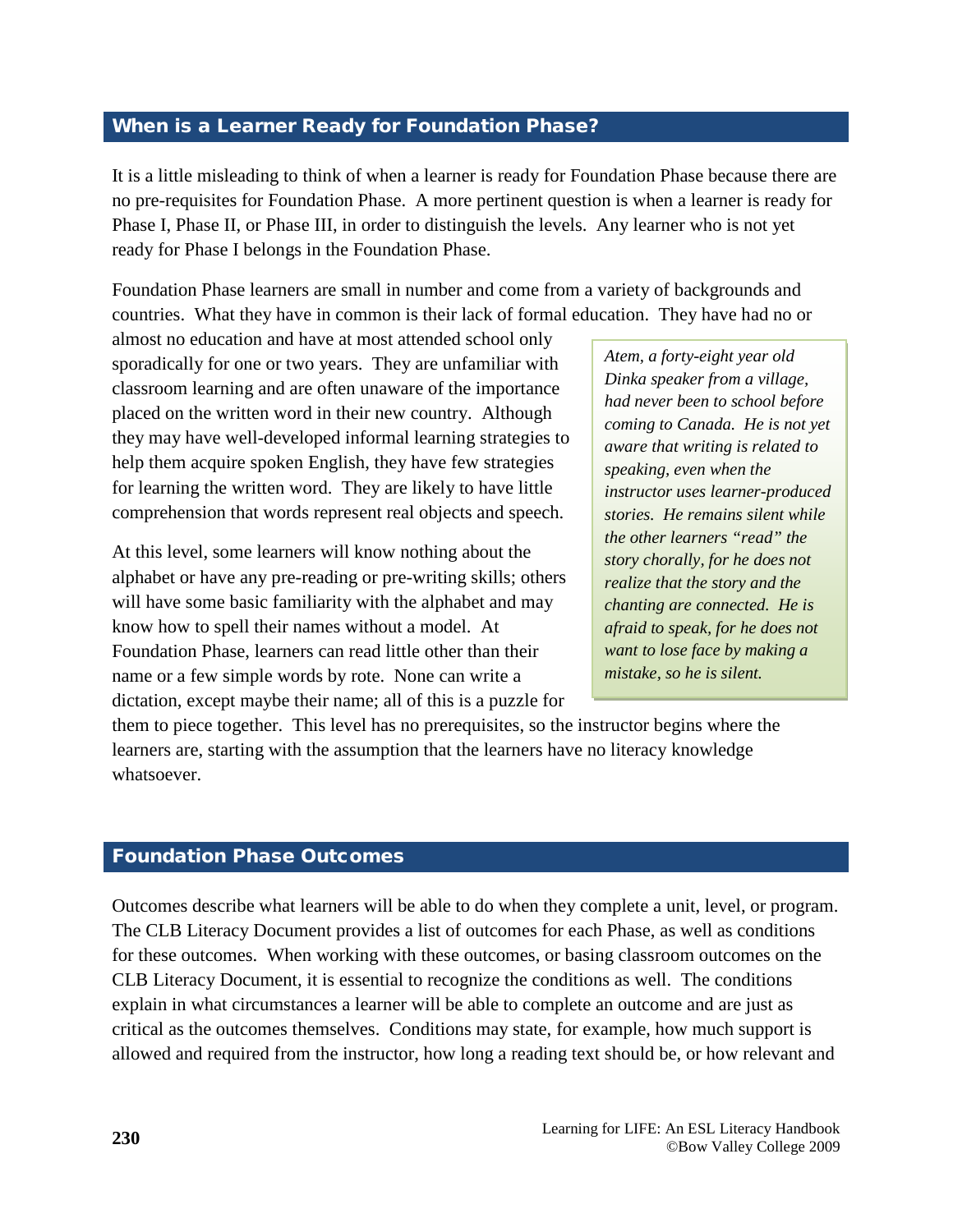## When is a Learner Ready for Foundation Phase?

It is a little misleading to think of when a learner is ready for Foundation Phase because there are no pre-requisites for Foundation Phase. A more pertinent question is when a learner is ready for Phase I, Phase II, or Phase III, in order to distinguish the levels. Any learner who is not yet ready for Phase I belongs in the Foundation Phase.

Foundation Phase learners are small in number and come from a variety of backgrounds and countries. What they have in common is their lack of formal education. They have had no or almost no education and have at most attended school only sporadically for one or two years. They are unfamiliar with classroom learning and are often unaware of the importance placed on the written word in their new country. Although they may have well-developed informal learning strategies to help them acquire spoken English, they have few strategies for learning the written word. They are likely to have little comprehension that words represent real objects and speech.

> *Atem, a forty-eight year old Dinka speaker from a village, had never been to school before coming to Canada. He is not yet aware that writing is related to speaking, even when the instructor uses learner-produced stories. He remains silent while the other learners "read" the story chorally, for he does not realize that the story and the chanting are connected. He is afraid to speak, for he does not want to lose face by making a mistake, so he is silent.*

At this level, some learners will know nothing about the alphabet or have any pre-reading or pre-writing skills; others will have some basic familiarity with the alphabet and may know how to spell their names without a model. At Foundation Phase, learners can read little other than their name or a few simple words by rote. None can write a dictation, except maybe their name; all of this is a puzzle for them to piece together. This level has no prerequisites, so the instructor begins where the learners are, starting with the assumption that the learners have no literacy knowledge whatsoever.

## Foundation Phase Outcomes

Outcomes describe what learners will be able to do when they complete a unit, level, or program. The CLB Literacy Document provides a list of outcomes for each Phase, as well as conditions for these outcomes. When working with these outcomes, or basing classroom outcomes on the CLB Literacy Document, it is essential to recognize the conditions as well. The conditions explain in what circumstances a learner will be able to complete an outcome and are just as critical as the outcomes themselves. Conditions may state, for example, how much support is allowed and required from the instructor, how long a reading text should be, or how relevant and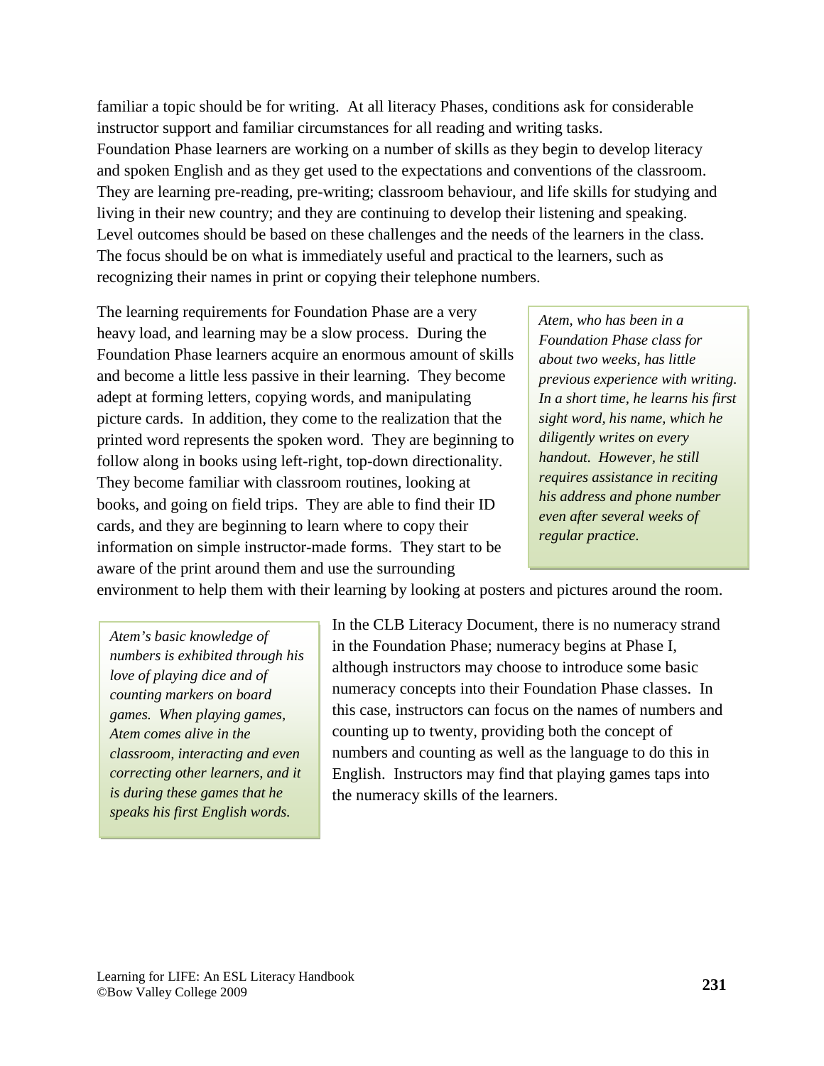familiar a topic should be for writing. At all literacy Phases, conditions ask for considerable instructor support and familiar circumstances for all reading and writing tasks.
Foundation Phase learners are working on a number of skills as they begin to develop literacy and spoken English and as they get used to the expectations and conventions of the classroom. They are learning pre-reading, pre-writing; classroom behaviour, and life skills for studying and living in their new country; and they are continuing to develop their listening and speaking. Level outcomes should be based on these challenges and the needs of the learners in the class. The focus should be on what is immediately useful and practical to the learners, such as recognizing their names in print or copying their telephone numbers.

The learning requirements for Foundation Phase are a very heavy load, and learning may be a slow process. During the Foundation Phase learners acquire an enormous amount of skills and become a little less passive in their learning. They become adept at forming letters, copying words, and manipulating picture cards. In addition, they come to the realization that the printed word represents the spoken word. They are beginning to follow along in books using left-right, top-down directionality. They become familiar with classroom routines, looking at books, and going on field trips. They are able to find their ID cards, and they are beginning to learn where to copy their information on simple instructor-made forms. They start to be aware of the print around them and use the surrounding environment to help them with their learning by looking at posters and pictures around the room.

> *Atem, who has been in a Foundation Phase class for about two weeks, has little previous experience with writing. In a short time, he learns his first sight word, his name, which he diligently writes on every handout. However, he still requires assistance in reciting his address and phone number even after several weeks of regular practice.*

In the CLB Literacy Document, there is no numeracy strand in the Foundation Phase; numeracy begins at Phase I, although instructors may choose to introduce some basic numeracy concepts into their Foundation Phase classes. In this case, instructors can focus on the names of numbers and counting up to twenty, providing both the concept of numbers and counting as well as the language to do this in English. Instructors may find that playing games taps into the numeracy skills of the learners.

> *Atem's basic knowledge of numbers is exhibited through his love of playing dice and of counting markers on board games. When playing games, Atem comes alive in the classroom, interacting and even correcting other learners, and it is during these games that he speaks his first English words.*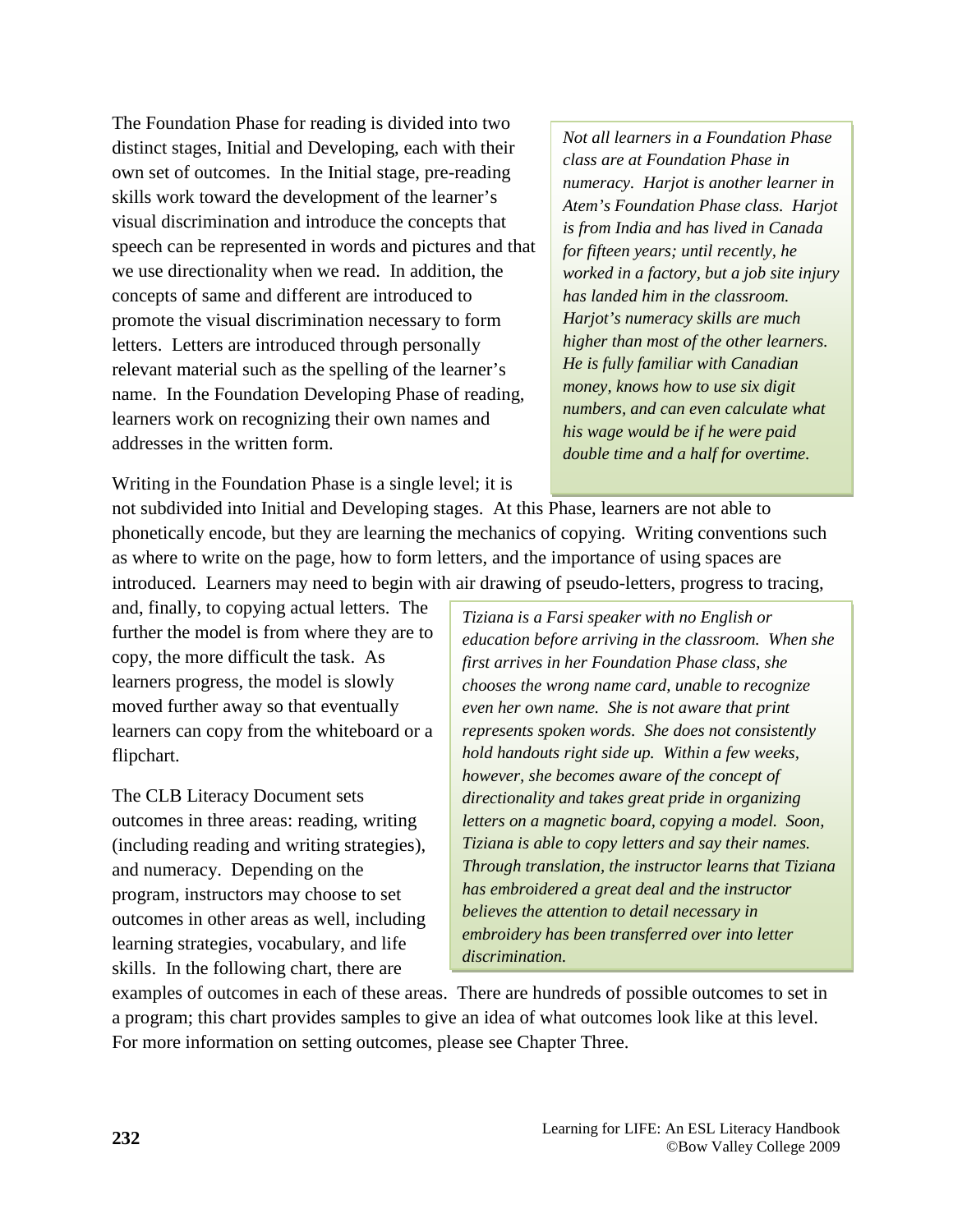The Foundation Phase for reading is divided into two distinct stages, Initial and Developing, each with their own set of outcomes. In the Initial stage, pre-reading skills work toward the development of the learner's visual discrimination and introduce the concepts that speech can be represented in words and pictures and that we use directionality when we read. In addition, the concepts of same and different are introduced to promote the visual discrimination necessary to form letters. Letters are introduced through personally relevant material such as the spelling of the learner's name. In the Foundation Developing Phase of reading, learners work on recognizing their own names and addresses in the written form.

*Not all learners in a Foundation Phase class are at Foundation Phase in numeracy. Harjot is another learner in Atem's Foundation Phase class. Harjot is from India and has lived in Canada for fifteen years; until recently, he worked in a factory, but a job site injury has landed him in the classroom. Harjot's numeracy skills are much higher than most of the other learners. He is fully familiar with Canadian money, knows how to use six digit numbers, and can even calculate what his wage would be if he were paid double time and a half for overtime.*

Writing in the Foundation Phase is a single level; it is not subdivided into Initial and Developing stages. At this Phase, learners are not able to phonetically encode, but they are learning the mechanics of copying. Writing conventions such as where to write on the page, how to form letters, and the importance of using spaces are introduced. Learners may need to begin with air drawing of pseudo-letters, progress to tracing, and, finally, to copying actual letters. The further the model is from where they are to copy, the more difficult the task. As learners progress, the model is slowly moved further away so that eventually learners can copy from the whiteboard or a flipchart.

*Tiziana is a Farsi speaker with no English or education before arriving in the classroom. When she first arrives in her Foundation Phase class, she chooses the wrong name card, unable to recognize even her own name. She is not aware that print represents spoken words. She does not consistently hold handouts right side up. Within a few weeks, however, she becomes aware of the concept of directionality and takes great pride in organizing letters on a magnetic board, copying a model. Soon, Tiziana is able to copy letters and say their names. Through translation, the instructor learns that Tiziana has embroidered a great deal and the instructor believes the attention to detail necessary in embroidery has been transferred over into letter discrimination.*

The CLB Literacy Document sets outcomes in three areas: reading, writing (including reading and writing strategies), and numeracy. Depending on the program, instructors may choose to set outcomes in other areas as well, including learning strategies, vocabulary, and life skills. In the following chart, there are examples of outcomes in each of these areas. There are hundreds of possible outcomes to set in a program; this chart provides samples to give an idea of what outcomes look like at this level. For more information on setting outcomes, please see Chapter Three.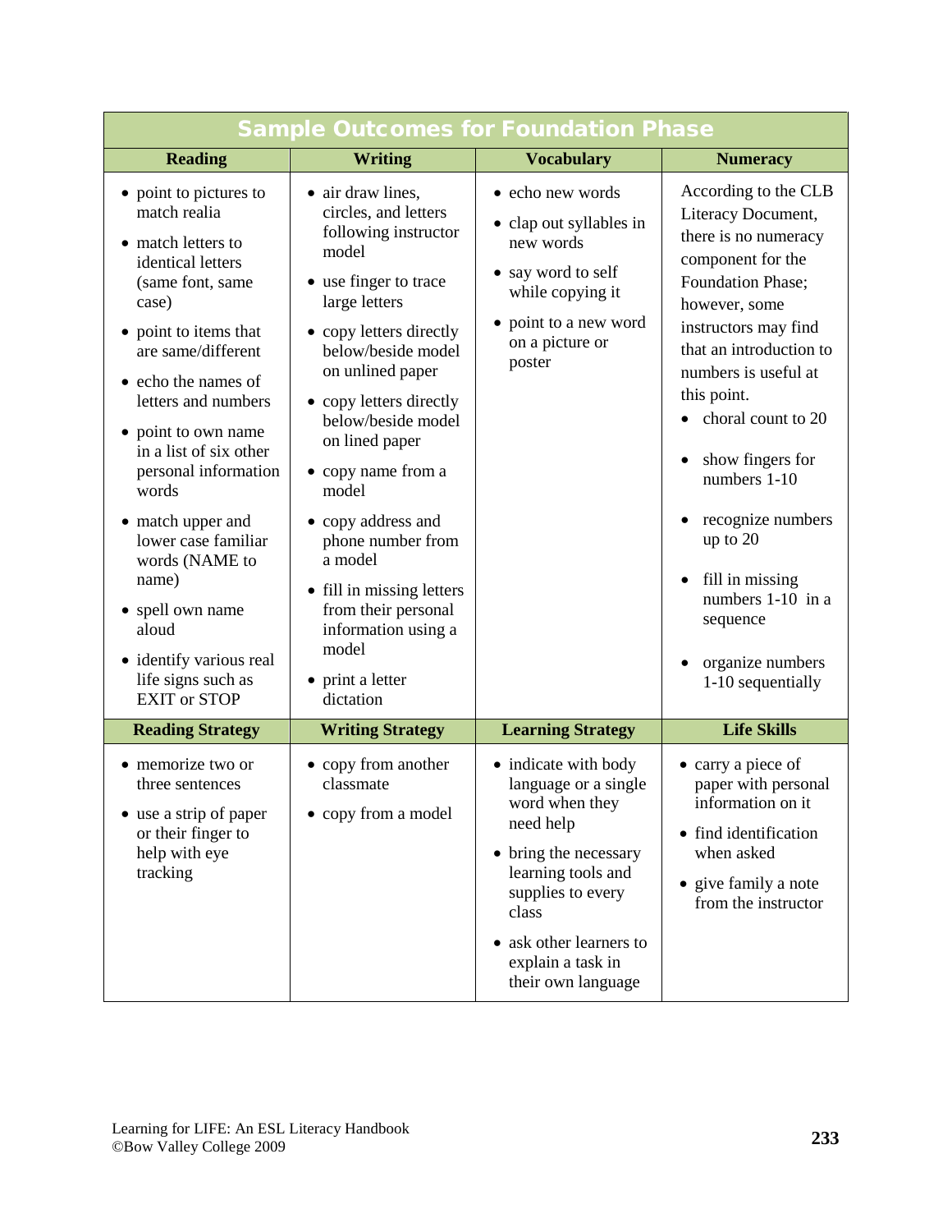| Sample Outcomes for Foundation Phase | | | |
|---|---|---|---|
| **Reading** | **Writing** | **Vocabulary** | **Numeracy** |
| • point to pictures to match realia<br>• match letters to identical letters (same font, same case)<br>• point to items that are same/different<br>• echo the names of letters and numbers<br>• point to own name in a list of six other personal information words<br>• match upper and lower case familiar words (NAME to name)<br>• spell own name aloud<br>• identify various real life signs such as EXIT or STOP | • air draw lines, circles, and letters following instructor model<br>• use finger to trace large letters<br>• copy letters directly below/beside model on unlined paper<br>• copy letters directly below/beside model on lined paper<br>• copy name from a model<br>• copy address and phone number from a model<br>• fill in missing letters from their personal information using a model<br>• print a letter dictation | • echo new words<br>• clap out syllables in new words<br>• say word to self while copying it<br>• point to a new word on a picture or poster | According to the CLB Literacy Document, there is no numeracy component for the Foundation Phase; however, some instructors may find that an introduction to numbers is useful at this point.<br>• choral count to 20<br>• show fingers for numbers 1-10<br>• recognize numbers up to 20<br>• fill in missing numbers 1-10 in a sequence<br>• organize numbers 1-10 sequentially |
| **Reading Strategy** | **Writing Strategy** | **Learning Strategy** | **Life Skills** |
| • memorize two or three sentences<br>• use a strip of paper or their finger to help with eye tracking | • copy from another classmate<br>• copy from a model | • indicate with body language or a single word when they need help<br>• bring the necessary learning tools and supplies to every class<br>• ask other learners to explain a task in their own language | • carry a piece of paper with personal information on it<br>• find identification when asked<br>• give family a note from the instructor |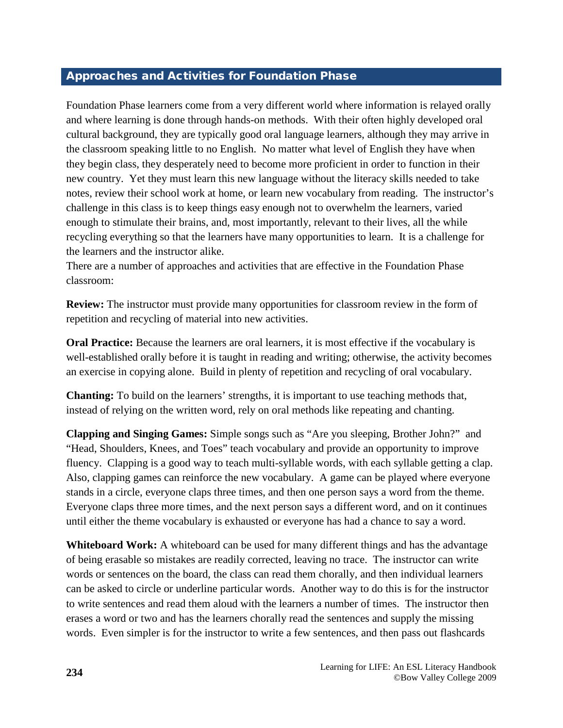## Approaches and Activities for Foundation Phase

Foundation Phase learners come from a very different world where information is relayed orally and where learning is done through hands-on methods. With their often highly developed oral cultural background, they are typically good oral language learners, although they may arrive in the classroom speaking little to no English. No matter what level of English they have when they begin class, they desperately need to become more proficient in order to function in their new country. Yet they must learn this new language without the literacy skills needed to take notes, review their school work at home, or learn new vocabulary from reading. The instructor's challenge in this class is to keep things easy enough not to overwhelm the learners, varied enough to stimulate their brains, and, most importantly, relevant to their lives, all the while recycling everything so that the learners have many opportunities to learn. It is a challenge for the learners and the instructor alike.

There are a number of approaches and activities that are effective in the Foundation Phase classroom:

**Review:** The instructor must provide many opportunities for classroom review in the form of repetition and recycling of material into new activities.

**Oral Practice:** Because the learners are oral learners, it is most effective if the vocabulary is well-established orally before it is taught in reading and writing; otherwise, the activity becomes an exercise in copying alone. Build in plenty of repetition and recycling of oral vocabulary.

**Chanting:** To build on the learners' strengths, it is important to use teaching methods that, instead of relying on the written word, rely on oral methods like repeating and chanting.

**Clapping and Singing Games:** Simple songs such as "Are you sleeping, Brother John?" and "Head, Shoulders, Knees, and Toes" teach vocabulary and provide an opportunity to improve fluency. Clapping is a good way to teach multi-syllable words, with each syllable getting a clap. Also, clapping games can reinforce the new vocabulary. A game can be played where everyone stands in a circle, everyone claps three times, and then one person says a word from the theme. Everyone claps three more times, and the next person says a different word, and on it continues until either the theme vocabulary is exhausted or everyone has had a chance to say a word.

**Whiteboard Work:** A whiteboard can be used for many different things and has the advantage of being erasable so mistakes are readily corrected, leaving no trace. The instructor can write words or sentences on the board, the class can read them chorally, and then individual learners can be asked to circle or underline particular words. Another way to do this is for the instructor to write sentences and read them aloud with the learners a number of times. The instructor then erases a word or two and has the learners chorally read the sentences and supply the missing words. Even simpler is for the instructor to write a few sentences, and then pass out flashcards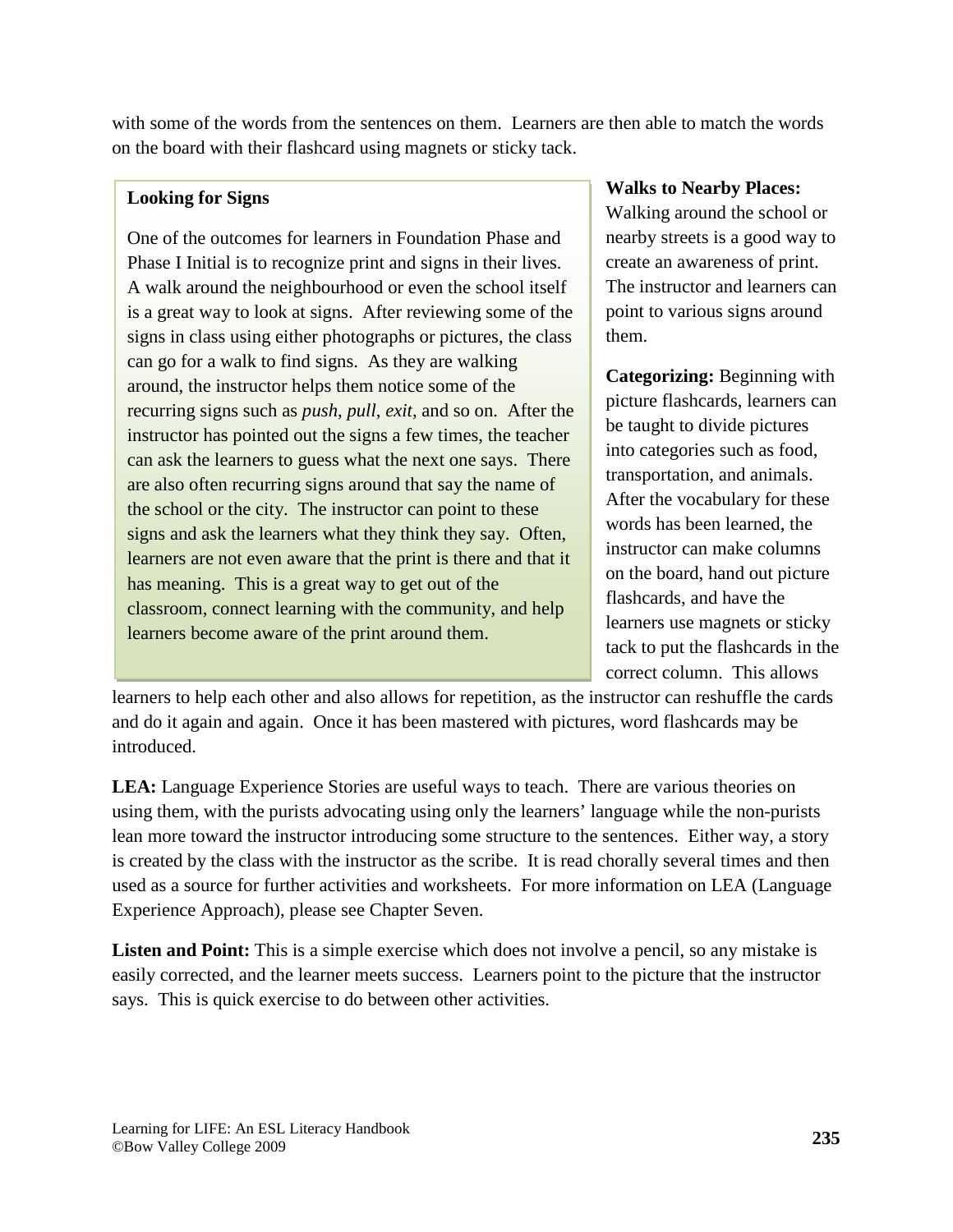with some of the words from the sentences on them. Learners are then able to match the words on the board with their flashcard using magnets or sticky tack.

**Looking for Signs**

One of the outcomes for learners in Foundation Phase and Phase I Initial is to recognize print and signs in their lives. A walk around the neighbourhood or even the school itself is a great way to look at signs. After reviewing some of the signs in class using either photographs or pictures, the class can go for a walk to find signs. As they are walking around, the instructor helps them notice some of the recurring signs such as *push*, *pull*, *exit*, and so on. After the instructor has pointed out the signs a few times, the teacher can ask the learners to guess what the next one says. There are also often recurring signs around that say the name of the school or the city. The instructor can point to these signs and ask the learners what they think they say. Often, learners are not even aware that the print is there and that it has meaning. This is a great way to get out of the classroom, connect learning with the community, and help learners become aware of the print around them.

**Walks to Nearby Places:** Walking around the school or nearby streets is a good way to create an awareness of print. The instructor and learners can point to various signs around them.

**Categorizing:** Beginning with picture flashcards, learners can be taught to divide pictures into categories such as food, transportation, and animals. After the vocabulary for these words has been learned, the instructor can make columns on the board, hand out picture flashcards, and have the learners use magnets or sticky tack to put the flashcards in the correct column. This allows learners to help each other and also allows for repetition, as the instructor can reshuffle the cards and do it again and again. Once it has been mastered with pictures, word flashcards may be introduced.

**LEA:** Language Experience Stories are useful ways to teach. There are various theories on using them, with the purists advocating using only the learners' language while the non-purists lean more toward the instructor introducing some structure to the sentences. Either way, a story is created by the class with the instructor as the scribe. It is read chorally several times and then used as a source for further activities and worksheets. For more information on LEA (Language Experience Approach), please see Chapter Seven.

**Listen and Point:** This is a simple exercise which does not involve a pencil, so any mistake is easily corrected, and the learner meets success. Learners point to the picture that the instructor says. This is quick exercise to do between other activities.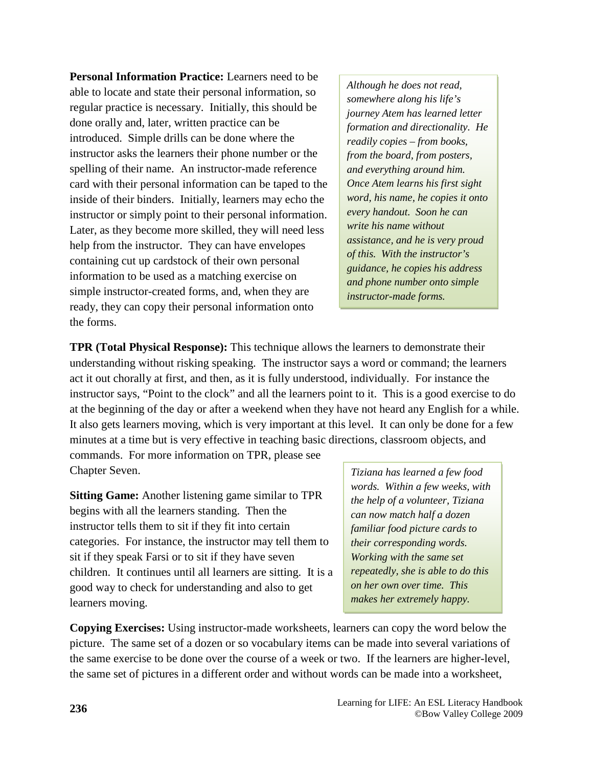**Personal Information Practice:** Learners need to be able to locate and state their personal information, so regular practice is necessary. Initially, this should be done orally and, later, written practice can be introduced. Simple drills can be done where the instructor asks the learners their phone number or the spelling of their name. An instructor-made reference card with their personal information can be taped to the inside of their binders. Initially, learners may echo the instructor or simply point to their personal information. Later, as they become more skilled, they will need less help from the instructor. They can have envelopes containing cut up cardstock of their own personal information to be used as a matching exercise on simple instructor-created forms, and, when they are ready, they can copy their personal information onto the forms.

*Although he does not read, somewhere along his life's journey Atem has learned letter formation and directionality. He readily copies – from books, from the board, from posters, and everything around him. Once Atem learns his first sight word, his name, he copies it onto every handout. Soon he can write his name without assistance, and he is very proud of this. With the instructor's guidance, he copies his address and phone number onto simple instructor-made forms.*

**TPR (Total Physical Response):** This technique allows the learners to demonstrate their understanding without risking speaking. The instructor says a word or command; the learners act it out chorally at first, and then, as it is fully understood, individually. For instance the instructor says, "Point to the clock" and all the learners point to it. This is a good exercise to do at the beginning of the day or after a weekend when they have not heard any English for a while. It also gets learners moving, which is very important at this level. It can only be done for a few minutes at a time but is very effective in teaching basic directions, classroom objects, and commands. For more information on TPR, please see Chapter Seven.

**Sitting Game:** Another listening game similar to TPR begins with all the learners standing. Then the instructor tells them to sit if they fit into certain categories. For instance, the instructor may tell them to sit if they speak Farsi or to sit if they have seven children. It continues until all learners are sitting. It is a good way to check for understanding and also to get learners moving.

*Tiziana has learned a few food words. Within a few weeks, with the help of a volunteer, Tiziana can now match half a dozen familiar food picture cards to their corresponding words. Working with the same set repeatedly, she is able to do this on her own over time. This makes her extremely happy.*

**Copying Exercises:** Using instructor-made worksheets, learners can copy the word below the picture. The same set of a dozen or so vocabulary items can be made into several variations of the same exercise to be done over the course of a week or two. If the learners are higher-level, the same set of pictures in a different order and without words can be made into a worksheet,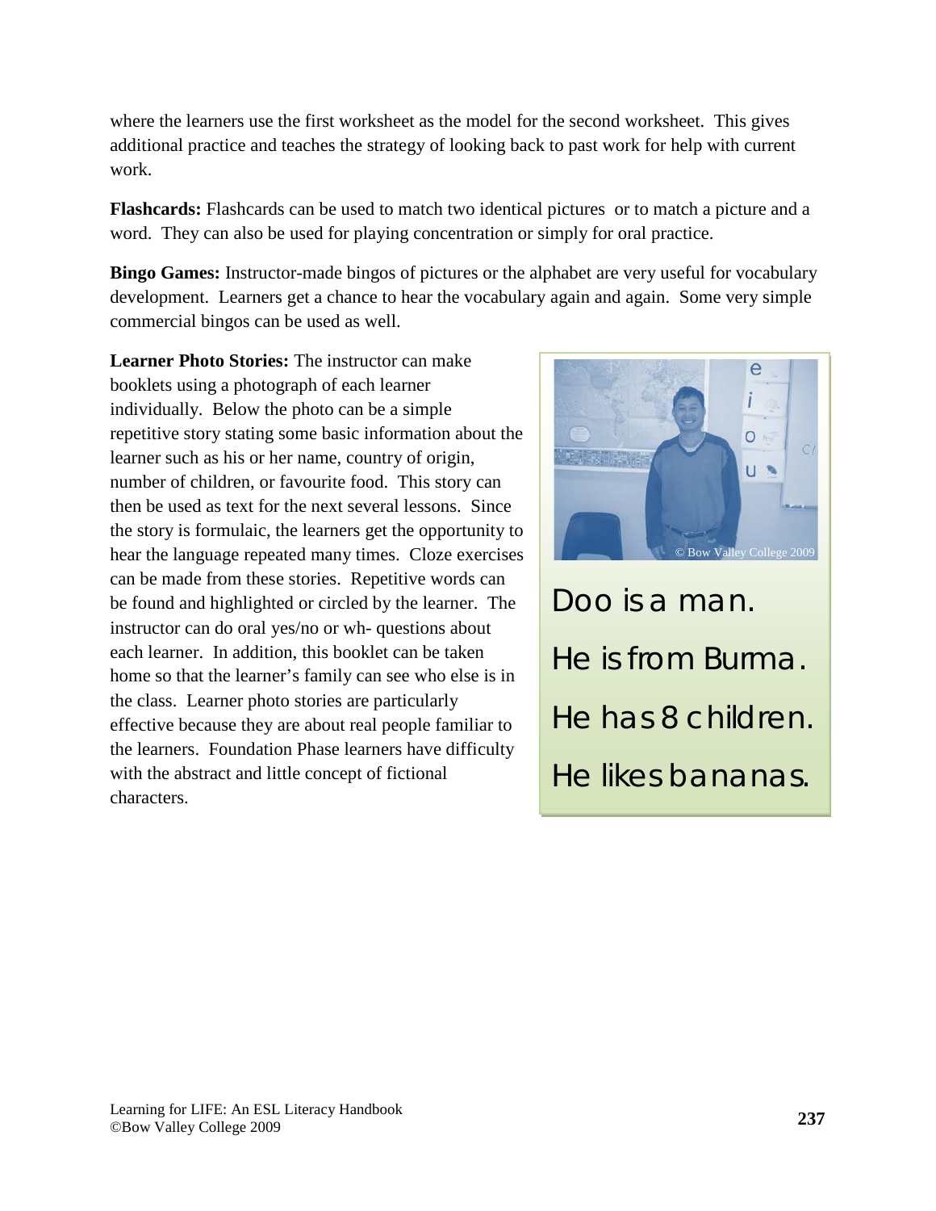where the learners use the first worksheet as the model for the second worksheet. This gives additional practice and teaches the strategy of looking back to past work for help with current work.

**Flashcards:** Flashcards can be used to match two identical pictures or to match a picture and a word. They can also be used for playing concentration or simply for oral practice.

**Bingo Games:** Instructor-made bingos of pictures or the alphabet are very useful for vocabulary development. Learners get a chance to hear the vocabulary again and again. Some very simple commercial bingos can be used as well.

**Learner Photo Stories:** The instructor can make booklets using a photograph of each learner individually. Below the photo can be a simple repetitive story stating some basic information about the learner such as his or her name, country of origin, number of children, or favourite food. This story can then be used as text for the next several lessons. Since the story is formulaic, the learners get the opportunity to hear the language repeated many times. Cloze exercises can be made from these stories. Repetitive words can be found and highlighted or circled by the learner. The instructor can do oral yes/no or wh- questions about each learner. In addition, this booklet can be taken home so that the learner's family can see who else is in the class. Learner photo stories are particularly effective because they are about real people familiar to the learners. Foundation Phase learners have difficulty with the abstract and little concept of fictional characters.

© Bow Valley College 2009

Doo is a man.

He is from Burma.

He has 8 children.

He likes bananas.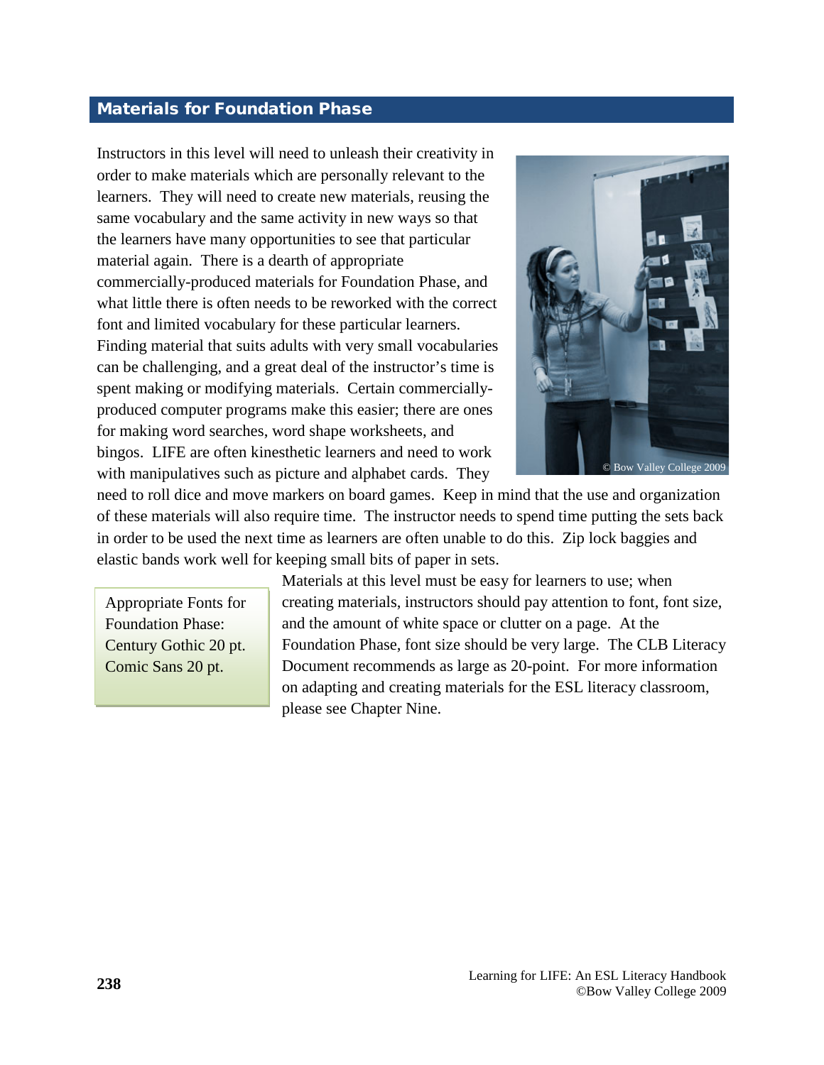## Materials for Foundation Phase

Instructors in this level will need to unleash their creativity in order to make materials which are personally relevant to the learners. They will need to create new materials, reusing the same vocabulary and the same activity in new ways so that the learners have many opportunities to see that particular material again. There is a dearth of appropriate commercially-produced materials for Foundation Phase, and what little there is often needs to be reworked with the correct font and limited vocabulary for these particular learners. Finding material that suits adults with very small vocabularies can be challenging, and a great deal of the instructor's time is spent making or modifying materials. Certain commercially-produced computer programs make this easier; there are ones for making word searches, word shape worksheets, and bingos. LIFE are often kinesthetic learners and need to work with manipulatives such as picture and alphabet cards. They need to roll dice and move markers on board games. Keep in mind that the use and organization of these materials will also require time. The instructor needs to spend time putting the sets back in order to be used the next time as learners are often unable to do this. Zip lock baggies and elastic bands work well for keeping small bits of paper in sets.

© Bow Valley College 2009

> Appropriate Fonts for Foundation Phase:
> Century Gothic 20 pt.
> Comic Sans 20 pt.

Materials at this level must be easy for learners to use; when creating materials, instructors should pay attention to font, font size, and the amount of white space or clutter on a page. At the Foundation Phase, font size should be very large. The CLB Literacy Document recommends as large as 20-point. For more information on adapting and creating materials for the ESL literacy classroom, please see Chapter Nine.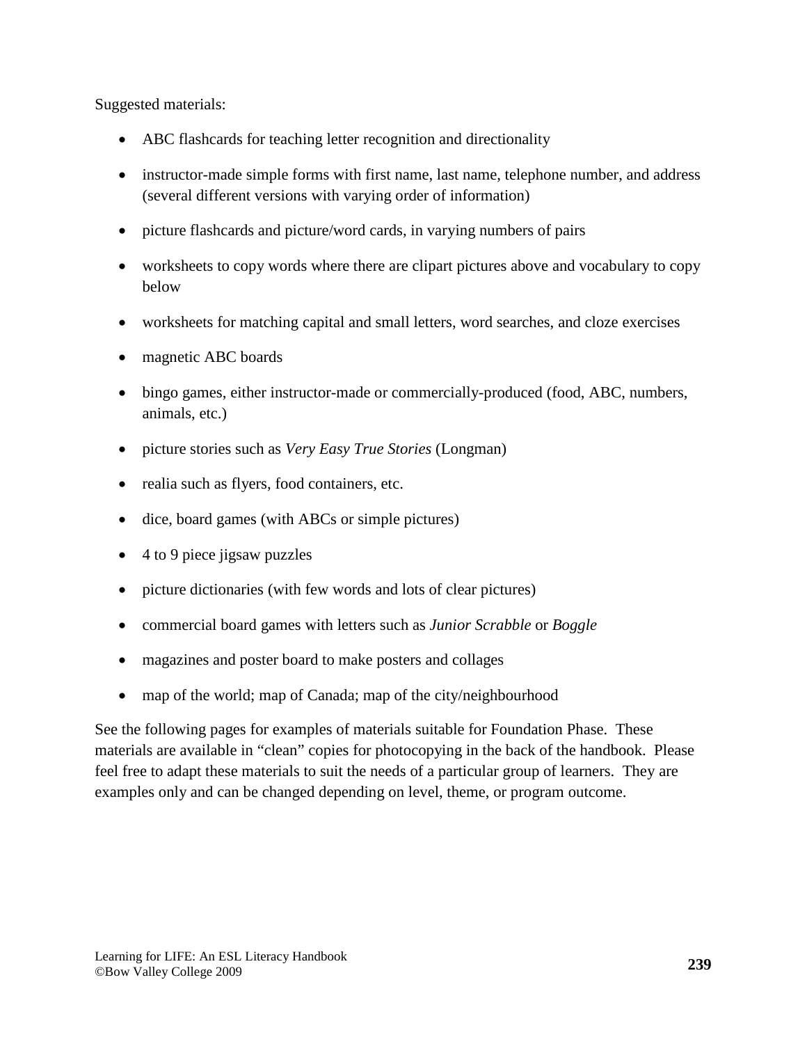Suggested materials:

- ABC flashcards for teaching letter recognition and directionality
- instructor-made simple forms with first name, last name, telephone number, and address (several different versions with varying order of information)
- picture flashcards and picture/word cards, in varying numbers of pairs
- worksheets to copy words where there are clipart pictures above and vocabulary to copy below
- worksheets for matching capital and small letters, word searches, and cloze exercises
- magnetic ABC boards
- bingo games, either instructor-made or commercially-produced (food, ABC, numbers, animals, etc.)
- picture stories such as *Very Easy True Stories* (Longman)
- realia such as flyers, food containers, etc.
- dice, board games (with ABCs or simple pictures)
- 4 to 9 piece jigsaw puzzles
- picture dictionaries (with few words and lots of clear pictures)
- commercial board games with letters such as *Junior Scrabble* or *Boggle*
- magazines and poster board to make posters and collages
- map of the world; map of Canada; map of the city/neighbourhood

See the following pages for examples of materials suitable for Foundation Phase. These materials are available in "clean" copies for photocopying in the back of the handbook. Please feel free to adapt these materials to suit the needs of a particular group of learners. They are examples only and can be changed depending on level, theme, or program outcome.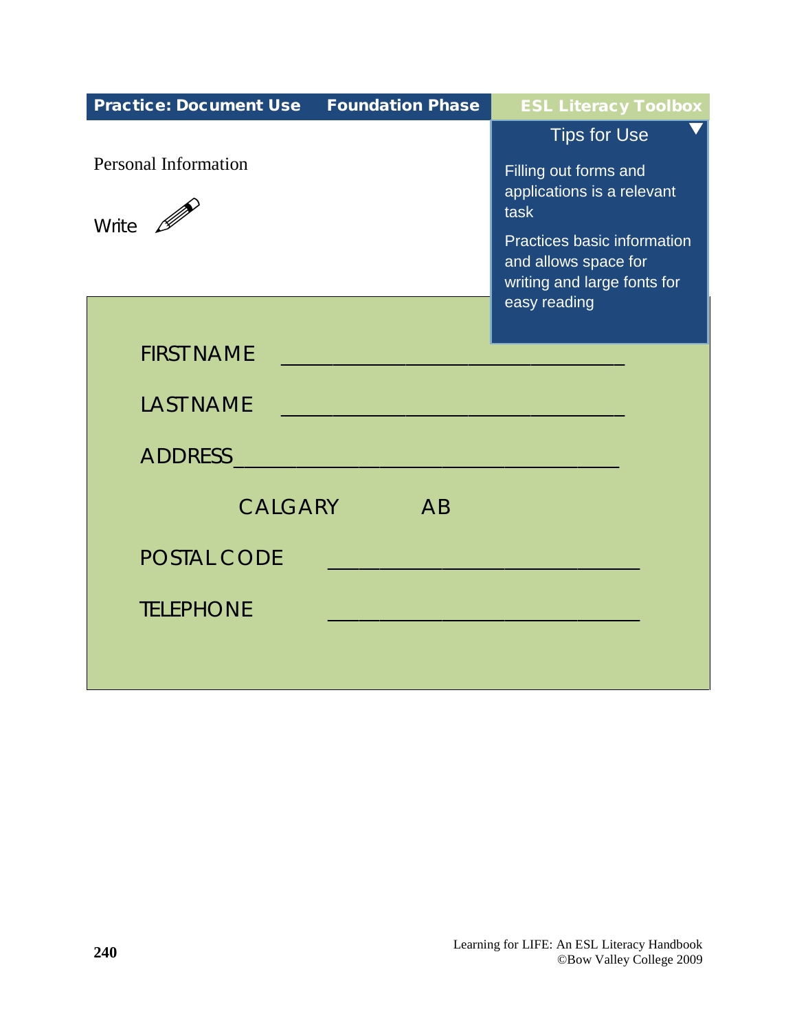**Practice: Document Use** **Foundation Phase** **ESL Literacy Toolbox**

### Tips for Use

Filling out forms and applications is a relevant task

Practices basic information and allows space for writing and large fonts for easy reading

Personal Information

Write

FIRST NAME ______________________________

LAST NAME ______________________________

ADDRESS ________________________________

CALGARY AB

POSTAL CODE ____________________________

TELEPHONE ______________________________

Learning for LIFE: An ESL Literacy Handbook
©Bow Valley College 2009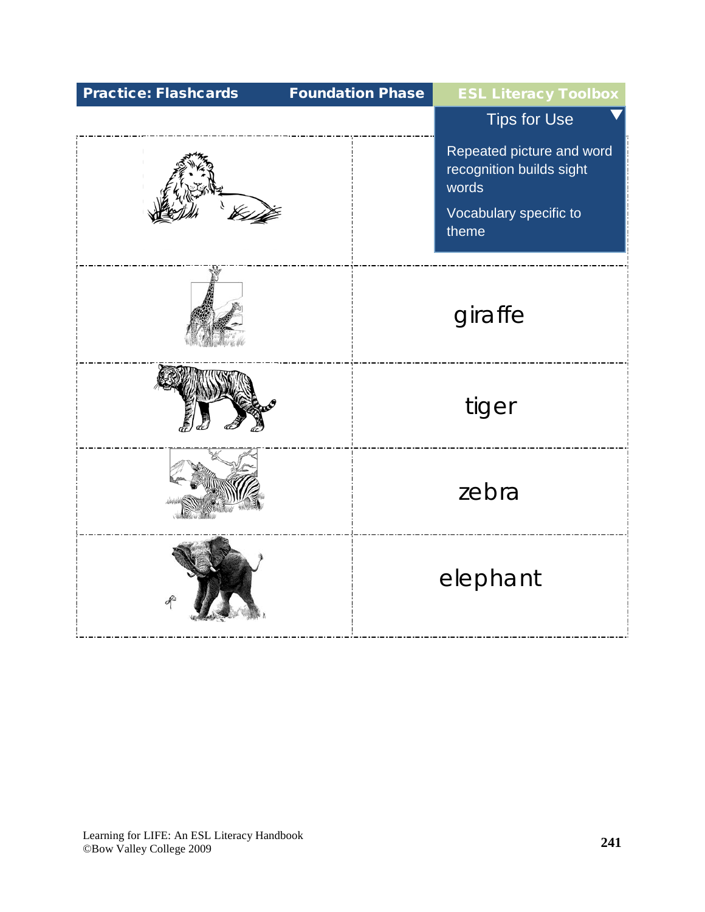Practice: Flashcards | Foundation Phase | ESL Literacy Toolbox

**Tips for Use**

Repeated picture and word recognition builds sight words

Vocabulary specific to theme

| | |
|---|---|
| | |
| | giraffe |
| | tiger |
| | zebra |
| | elephant |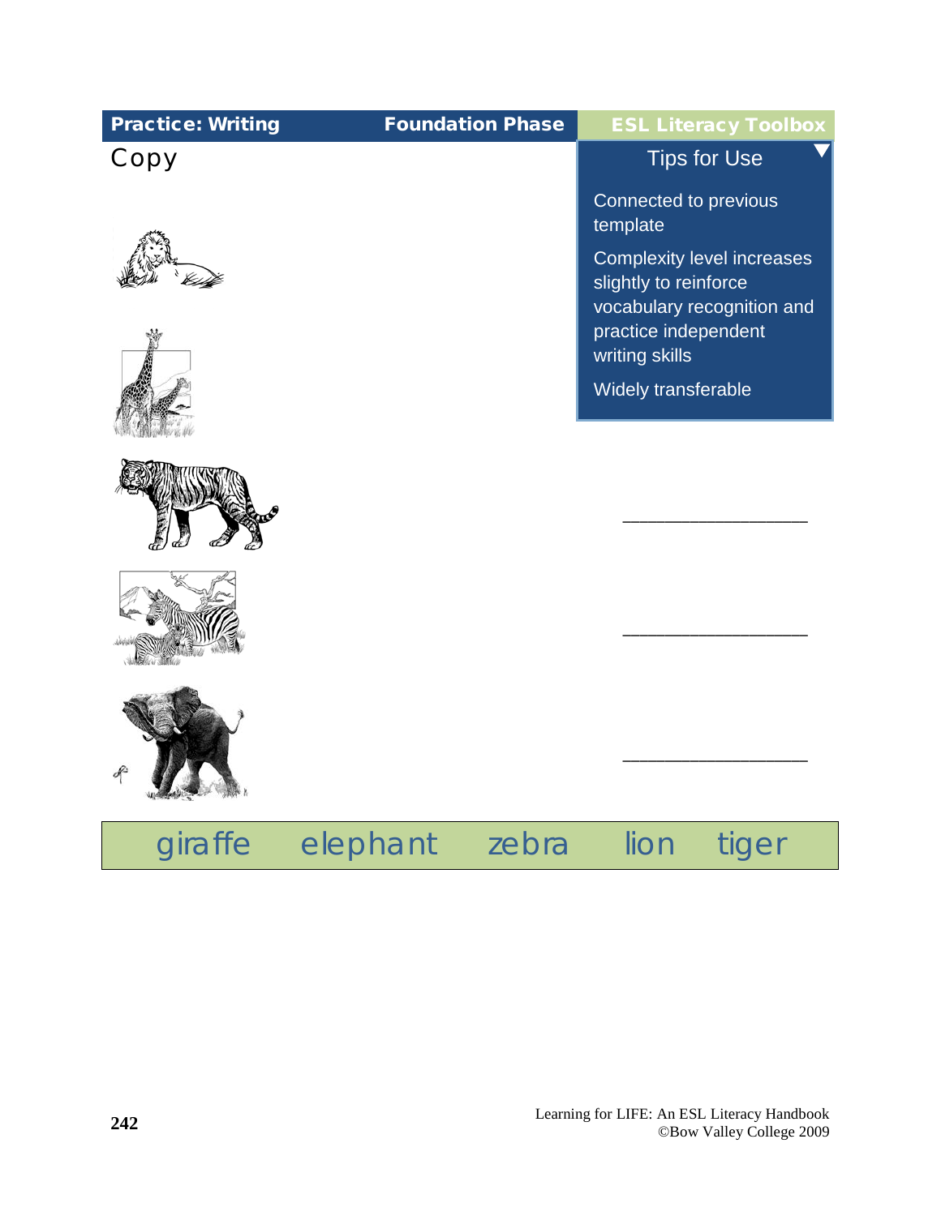**Practice: Writing** | **Foundation Phase** | **ESL Literacy Toolbox**

## Copy

### Tips for Use

Connected to previous template

Complexity level increases slightly to reinforce vocabulary recognition and practice independent writing skills

Widely transferable

___________________

___________________

___________________

giraffe elephant zebra lion tiger

Learning for LIFE: An ESL Literacy Handbook
©Bow Valley College 2009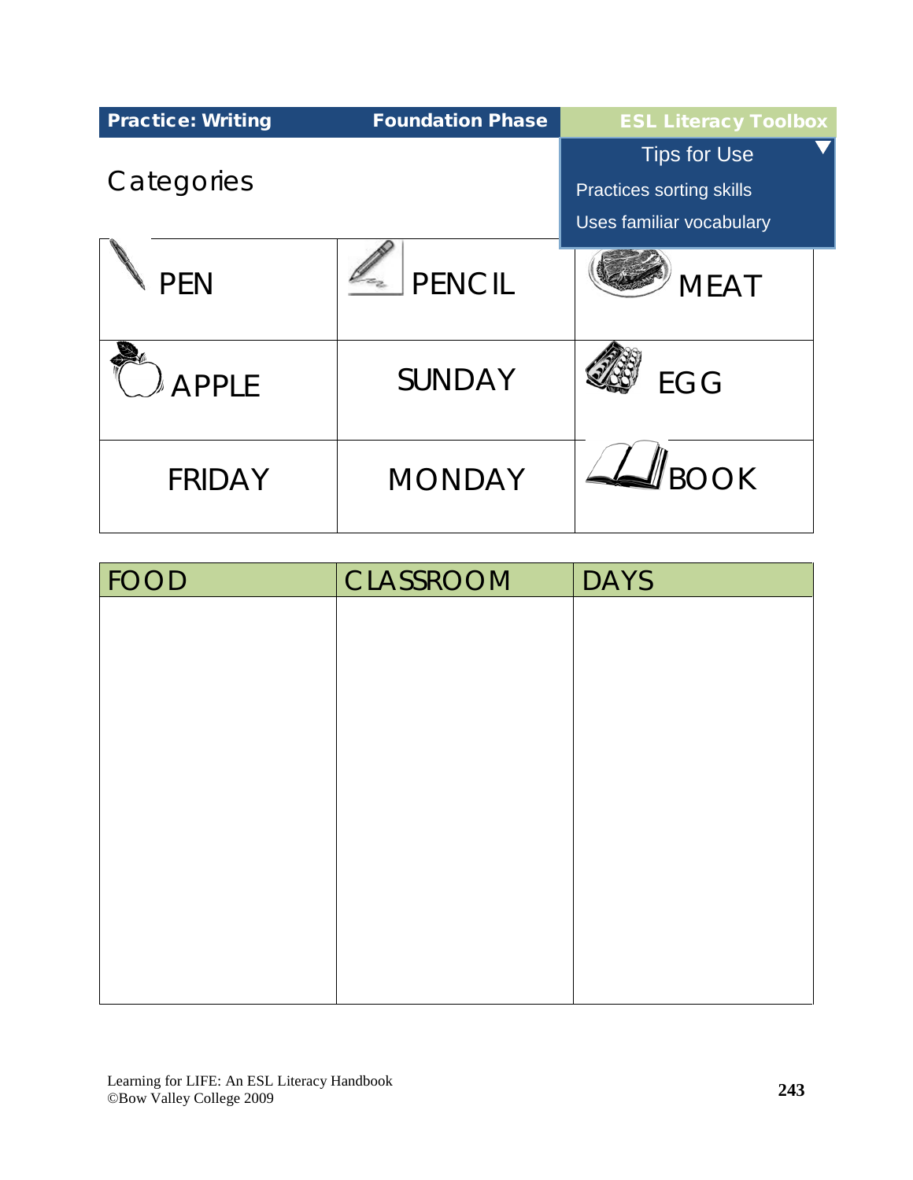| Practice: Writing | Foundation Phase | ESL Literacy Toolbox |
|---|---|---|

## Categories

**Tips for Use**

- Practices sorting skills
- Uses familiar vocabulary

| | | |
|---|---|---|
| PEN | PENCIL | MEAT |
| APPLE | SUNDAY | EGG |
| FRIDAY | MONDAY | BOOK |

| FOOD | CLASSROOM | DAYS |
|---|---|---|
| | | |

Learning for LIFE: An ESL Literacy Handbook
©Bow Valley College 2009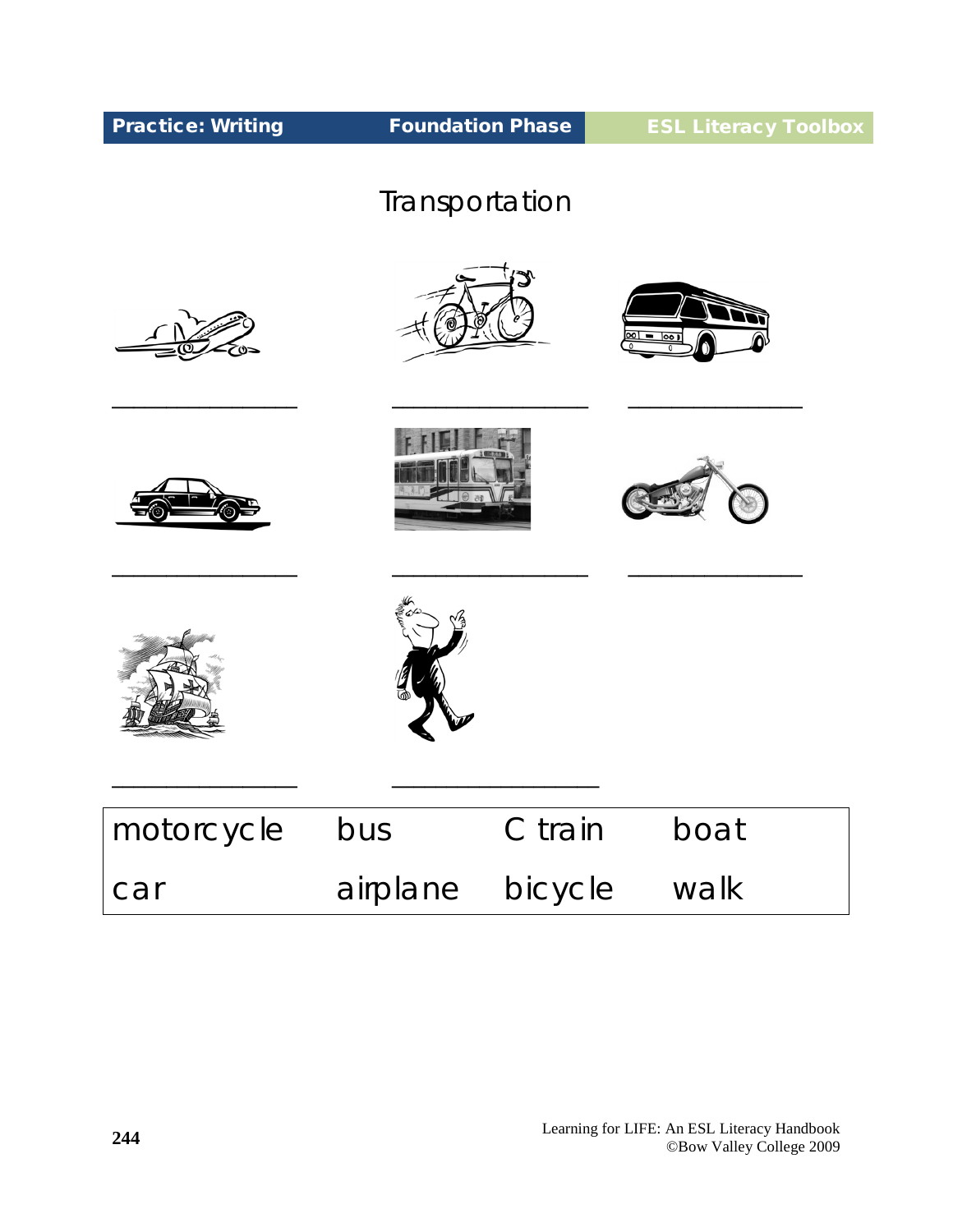# Transportation

______________ ______________ ______________

______________ ______________ ______________

______________ ______________

| motorcycle | bus | C train | boat |
|---|---|---|---|
| car | airplane | bicycle | walk |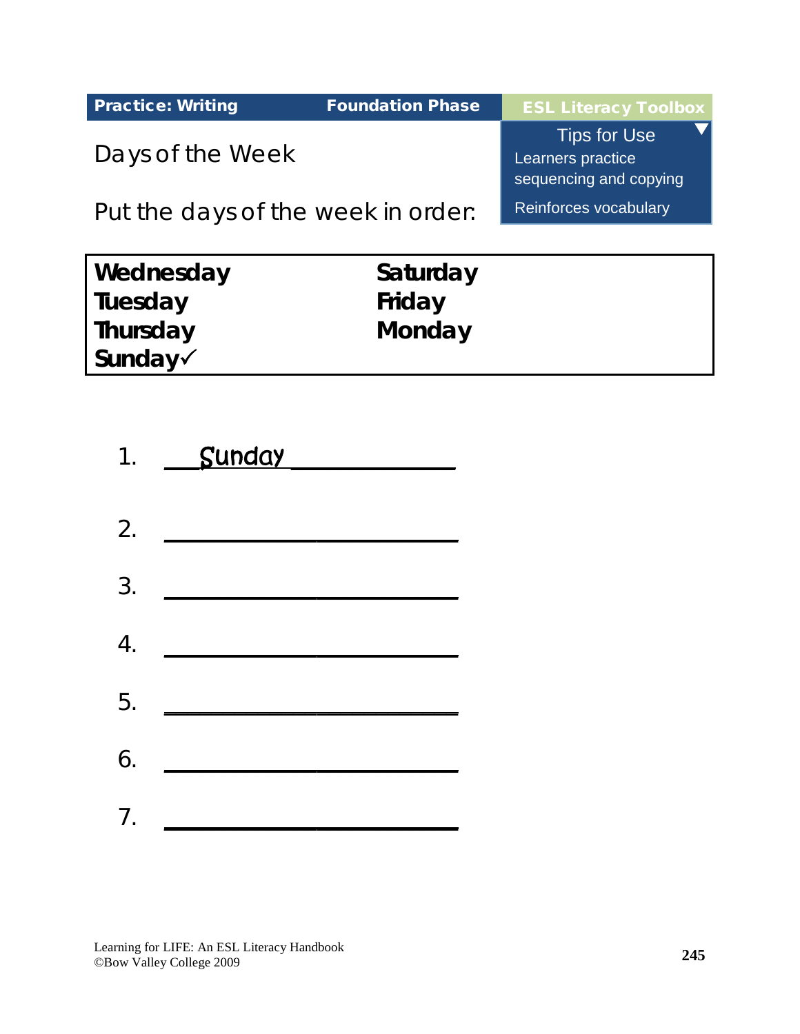**Practice: Writing** | **Foundation Phase** | **ESL Literacy Toolbox**

**Tips for Use**
- Learners practice sequencing and copying
- Reinforces vocabulary

## Days of the Week

Put the days of the week in order:

| | |
|---|---|
| **Wednesday** | **Saturday** |
| **Tuesday** | **Friday** |
| **Thursday** | **Monday** |
| **Sunday**✓ | |

1. ___Sunday_____________

2. _________________________

3. _________________________

4. _________________________

5. _________________________

6. _________________________

7. _________________________

Learning for LIFE: An ESL Literacy Handbook
©Bow Valley College 2009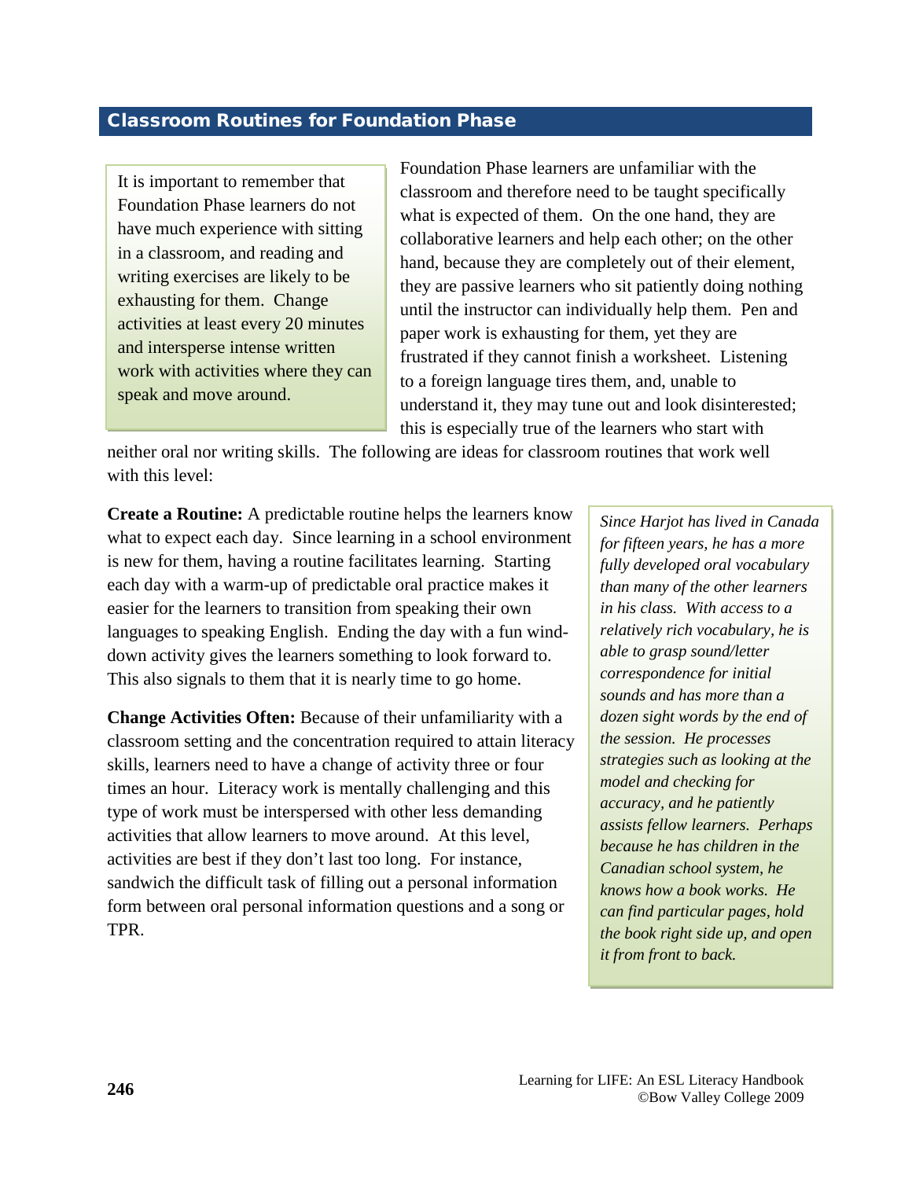## Classroom Routines for Foundation Phase

> It is important to remember that Foundation Phase learners do not have much experience with sitting in a classroom, and reading and writing exercises are likely to be exhausting for them. Change activities at least every 20 minutes and intersperse intense written work with activities where they can speak and move around.

Foundation Phase learners are unfamiliar with the classroom and therefore need to be taught specifically what is expected of them. On the one hand, they are collaborative learners and help each other; on the other hand, because they are completely out of their element, they are passive learners who sit patiently doing nothing until the instructor can individually help them. Pen and paper work is exhausting for them, yet they are frustrated if they cannot finish a worksheet. Listening to a foreign language tires them, and, unable to understand it, they may tune out and look disinterested; this is especially true of the learners who start with neither oral nor writing skills. The following are ideas for classroom routines that work well with this level:

**Create a Routine:** A predictable routine helps the learners know what to expect each day. Since learning in a school environment is new for them, having a routine facilitates learning. Starting each day with a warm-up of predictable oral practice makes it easier for the learners to transition from speaking their own languages to speaking English. Ending the day with a fun wind-down activity gives the learners something to look forward to. This also signals to them that it is nearly time to go home.

**Change Activities Often:** Because of their unfamiliarity with a classroom setting and the concentration required to attain literacy skills, learners need to have a change of activity three or four times an hour. Literacy work is mentally challenging and this type of work must be interspersed with other less demanding activities that allow learners to move around. At this level, activities are best if they don't last too long. For instance, sandwich the difficult task of filling out a personal information form between oral personal information questions and a song or TPR.

> *Since Harjot has lived in Canada for fifteen years, he has a more fully developed oral vocabulary than many of the other learners in his class. With access to a relatively rich vocabulary, he is able to grasp sound/letter correspondence for initial sounds and has more than a dozen sight words by the end of the session. He processes strategies such as looking at the model and checking for accuracy, and he patiently assists fellow learners. Perhaps because he has children in the Canadian school system, he knows how a book works. He can find particular pages, hold the book right side up, and open it from front to back.*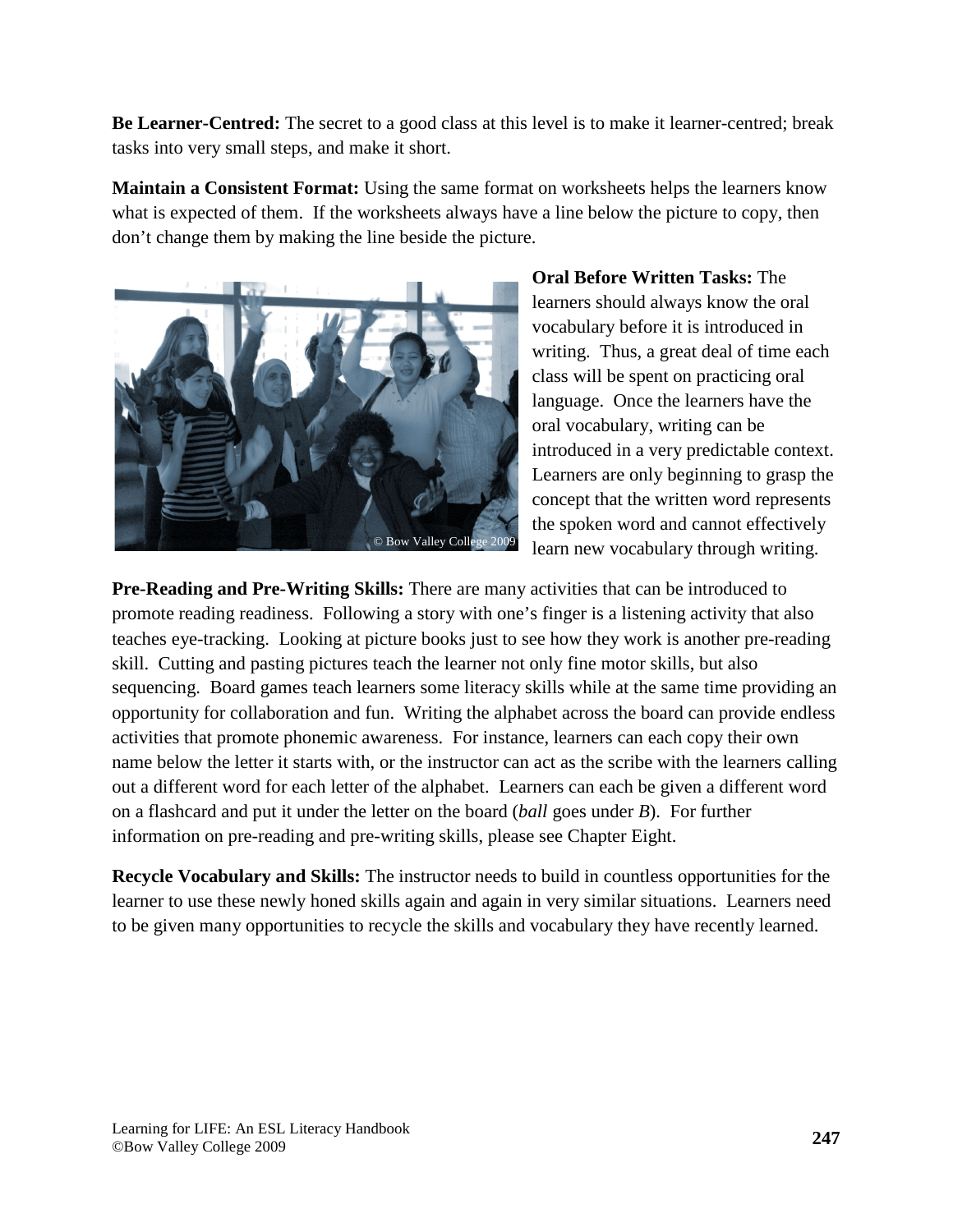**Be Learner-Centred:** The secret to a good class at this level is to make it learner-centred; break tasks into very small steps, and make it short.

**Maintain a Consistent Format:** Using the same format on worksheets helps the learners know what is expected of them. If the worksheets always have a line below the picture to copy, then don't change them by making the line beside the picture.

**Oral Before Written Tasks:** The learners should always know the oral vocabulary before it is introduced in writing. Thus, a great deal of time each class will be spent on practicing oral language. Once the learners have the oral vocabulary, writing can be introduced in a very predictable context. Learners are only beginning to grasp the concept that the written word represents the spoken word and cannot effectively learn new vocabulary through writing.

**Pre-Reading and Pre-Writing Skills:** There are many activities that can be introduced to promote reading readiness. Following a story with one's finger is a listening activity that also teaches eye-tracking. Looking at picture books just to see how they work is another pre-reading skill. Cutting and pasting pictures teach the learner not only fine motor skills, but also sequencing. Board games teach learners some literacy skills while at the same time providing an opportunity for collaboration and fun. Writing the alphabet across the board can provide endless activities that promote phonemic awareness. For instance, learners can each copy their own name below the letter it starts with, or the instructor can act as the scribe with the learners calling out a different word for each letter of the alphabet. Learners can each be given a different word on a flashcard and put it under the letter on the board (*ball* goes under *B*). For further information on pre-reading and pre-writing skills, please see Chapter Eight.

**Recycle Vocabulary and Skills:** The instructor needs to build in countless opportunities for the learner to use these newly honed skills again and again in very similar situations. Learners need to be given many opportunities to recycle the skills and vocabulary they have recently learned.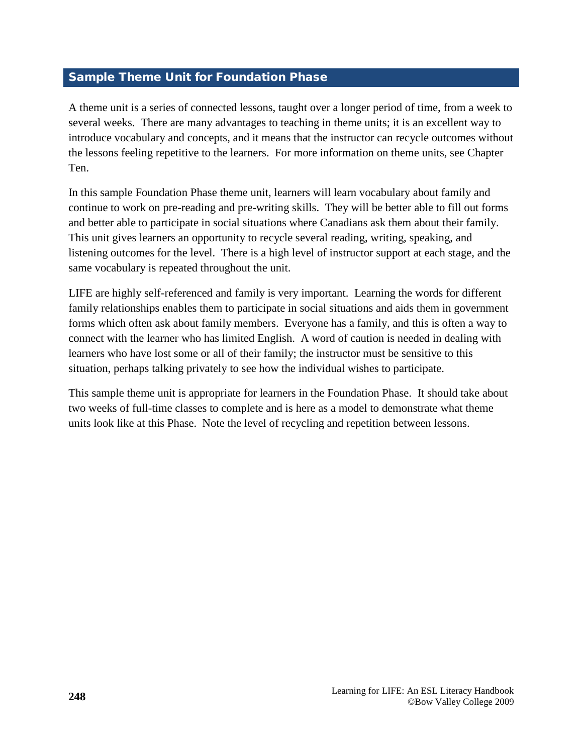## Sample Theme Unit for Foundation Phase

A theme unit is a series of connected lessons, taught over a longer period of time, from a week to several weeks. There are many advantages to teaching in theme units; it is an excellent way to introduce vocabulary and concepts, and it means that the instructor can recycle outcomes without the lessons feeling repetitive to the learners. For more information on theme units, see Chapter Ten.

In this sample Foundation Phase theme unit, learners will learn vocabulary about family and continue to work on pre-reading and pre-writing skills. They will be better able to fill out forms and better able to participate in social situations where Canadians ask them about their family. This unit gives learners an opportunity to recycle several reading, writing, speaking, and listening outcomes for the level. There is a high level of instructor support at each stage, and the same vocabulary is repeated throughout the unit.

LIFE are highly self-referenced and family is very important. Learning the words for different family relationships enables them to participate in social situations and aids them in government forms which often ask about family members. Everyone has a family, and this is often a way to connect with the learner who has limited English. A word of caution is needed in dealing with learners who have lost some or all of their family; the instructor must be sensitive to this situation, perhaps talking privately to see how the individual wishes to participate.

This sample theme unit is appropriate for learners in the Foundation Phase. It should take about two weeks of full-time classes to complete and is here as a model to demonstrate what theme units look like at this Phase. Note the level of recycling and repetition between lessons.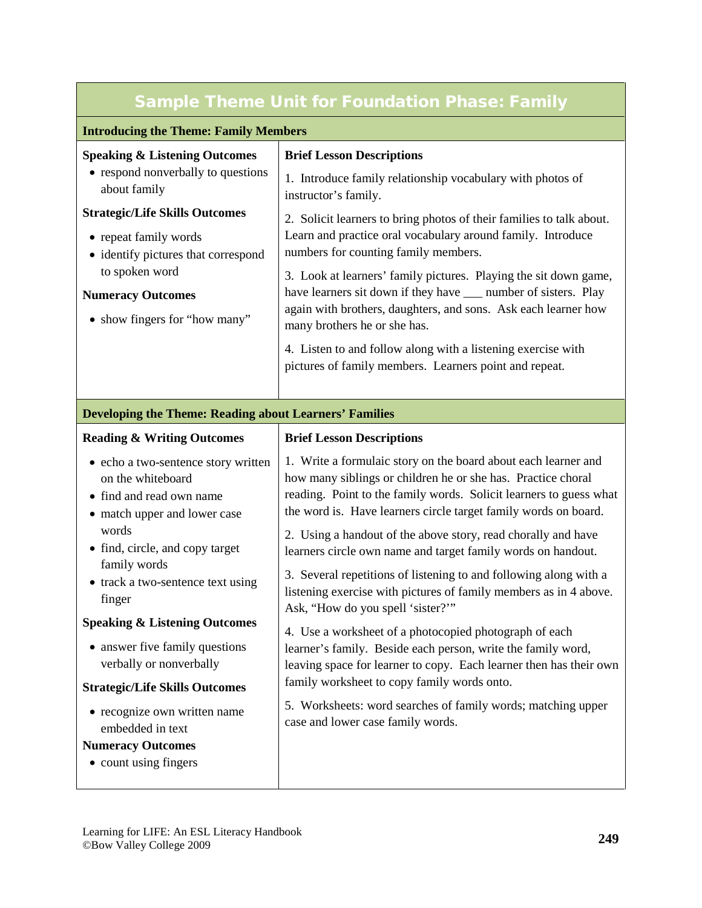# Sample Theme Unit for Foundation Phase: Family

## Introducing the Theme: Family Members

| Outcomes | Brief Lesson Descriptions |
| --- | --- |
| **Speaking & Listening Outcomes**<br>• respond nonverbally to questions about family<br>**Strategic/Life Skills Outcomes**<br>• repeat family words<br>• identify pictures that correspond to spoken word<br>**Numeracy Outcomes**<br>• show fingers for "how many" | 1. Introduce family relationship vocabulary with photos of instructor's family.<br>2. Solicit learners to bring photos of their families to talk about. Learn and practice oral vocabulary around family. Introduce numbers for counting family members.<br>3. Look at learners' family pictures. Playing the sit down game, have learners sit down if they have ___ number of sisters. Play again with brothers, daughters, and sons. Ask each learner how many brothers he or she has.<br>4. Listen to and follow along with a listening exercise with pictures of family members. Learners point and repeat. |

## Developing the Theme: Reading about Learners' Families

| Outcomes | Brief Lesson Descriptions |
| --- | --- |
| **Reading & Writing Outcomes**<br>• echo a two-sentence story written on the whiteboard<br>• find and read own name<br>• match upper and lower case words<br>• find, circle, and copy target family words<br>• track a two-sentence text using finger<br>**Speaking & Listening Outcomes**<br>• answer five family questions verbally or nonverbally<br>**Strategic/Life Skills Outcomes**<br>• recognize own written name embedded in text<br>**Numeracy Outcomes**<br>• count using fingers | 1. Write a formulaic story on the board about each learner and how many siblings or children he or she has. Practice choral reading. Point to the family words. Solicit learners to guess what the word is. Have learners circle target family words on board.<br>2. Using a handout of the above story, read chorally and have learners circle own name and target family words on handout.<br>3. Several repetitions of listening to and following along with a listening exercise with pictures of family members as in 4 above. Ask, "How do you spell 'sister?'"<br>4. Use a worksheet of a photocopied photograph of each learner's family. Beside each person, write the family word, leaving space for learner to copy. Each learner then has their own family worksheet to copy family words onto.<br>5. Worksheets: word searches of family words; matching upper case and lower case family words. |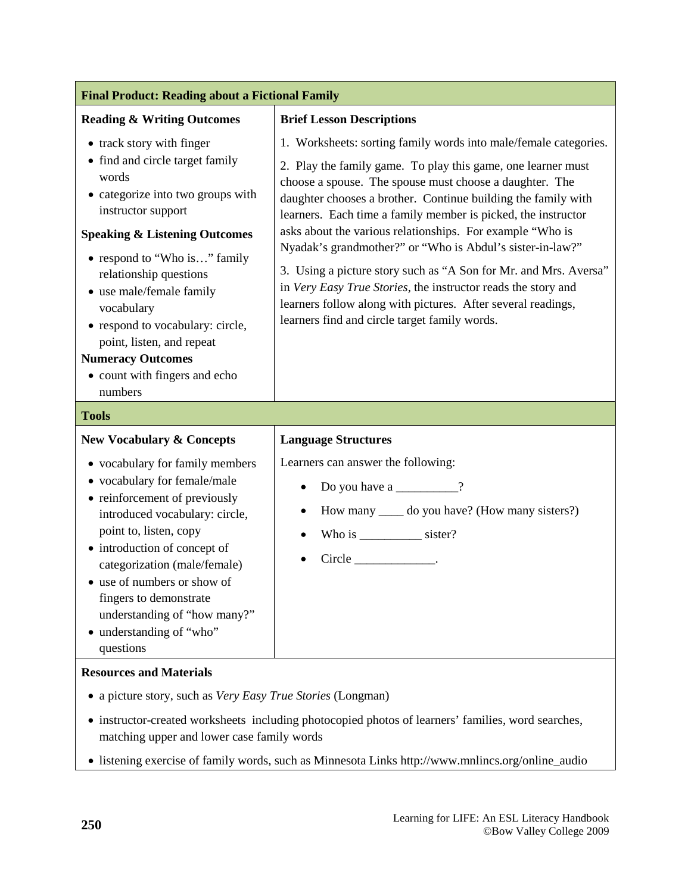**Final Product: Reading about a Fictional Family**

| Reading & Writing Outcomes | Brief Lesson Descriptions |
|---|---|
| • track story with finger<br>• find and circle target family words<br>• categorize into two groups with instructor support<br>**Speaking & Listening Outcomes**<br>• respond to "Who is…" family relationship questions<br>• use male/female family vocabulary<br>• respond to vocabulary: circle, point, listen, and repeat<br>**Numeracy Outcomes**<br>• count with fingers and echo numbers | 1. Worksheets: sorting family words into male/female categories.<br>2. Play the family game. To play this game, one learner must choose a spouse. The spouse must choose a daughter. The daughter chooses a brother. Continue building the family with learners. Each time a family member is picked, the instructor asks about the various relationships. For example "Who is Nyadak's grandmother?" or "Who is Abdul's sister-in-law?"<br>3. Using a picture story such as "A Son for Mr. and Mrs. Aversa" in *Very Easy True Stories*, the instructor reads the story and learners follow along with pictures. After several readings, learners find and circle target family words. |

**Tools**

| New Vocabulary & Concepts | Language Structures |
|---|---|
| • vocabulary for family members<br>• vocabulary for female/male<br>• reinforcement of previously introduced vocabulary: circle, point to, listen, copy<br>• introduction of concept of categorization (male/female)<br>• use of numbers or show of fingers to demonstrate understanding of "how many?"<br>• understanding of "who" questions | Learners can answer the following:<br>• Do you have a __________?<br>• How many ____ do you have? (How many sisters?)<br>• Who is __________ sister?<br>• Circle _____________. |

**Resources and Materials**

- a picture story, such as *Very Easy True Stories* (Longman)
- instructor-created worksheets including photocopied photos of learners' families, word searches, matching upper and lower case family words
- listening exercise of family words, such as Minnesota Links http://www.mnlincs.org/online_audio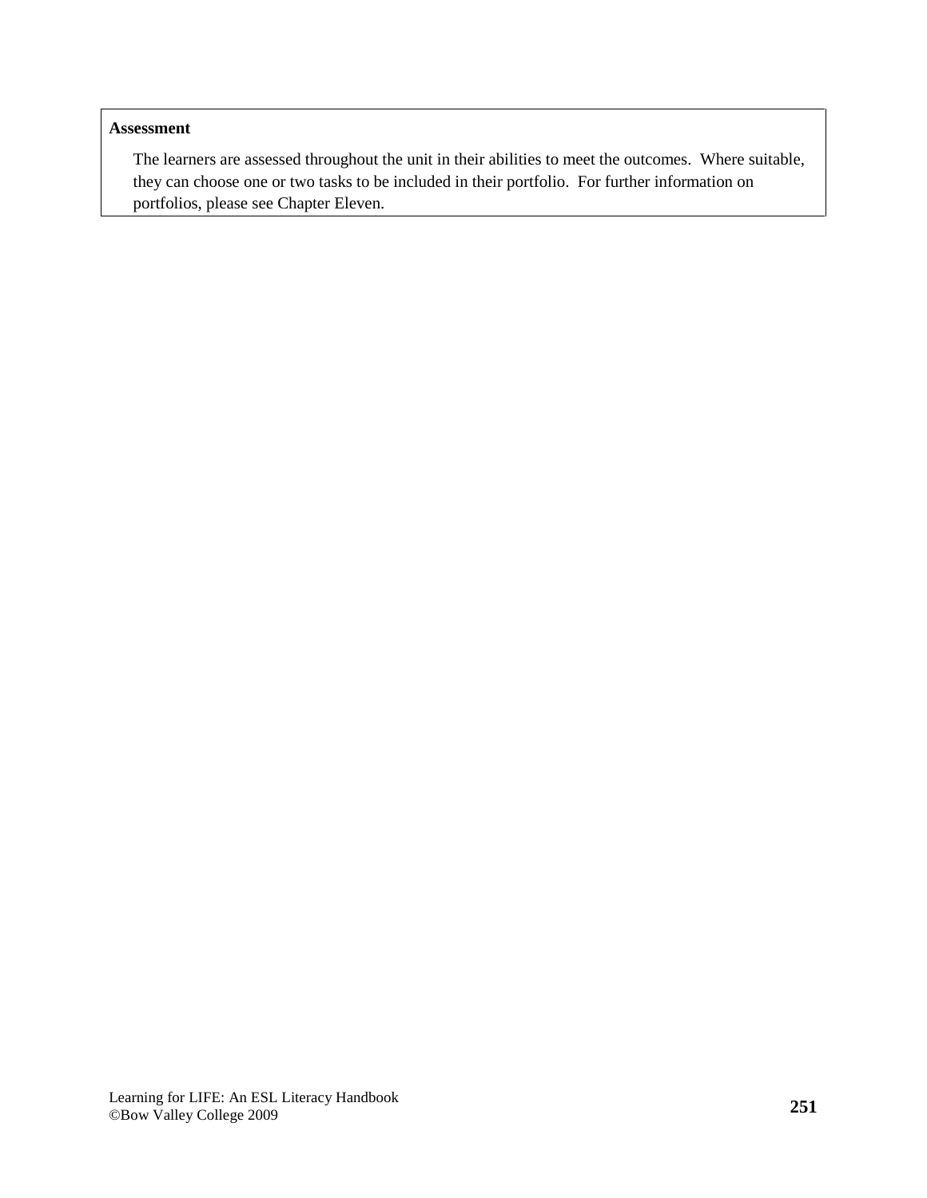**Assessment**

The learners are assessed throughout the unit in their abilities to meet the outcomes. Where suitable, they can choose one or two tasks to be included in their portfolio. For further information on portfolios, please see Chapter Eleven.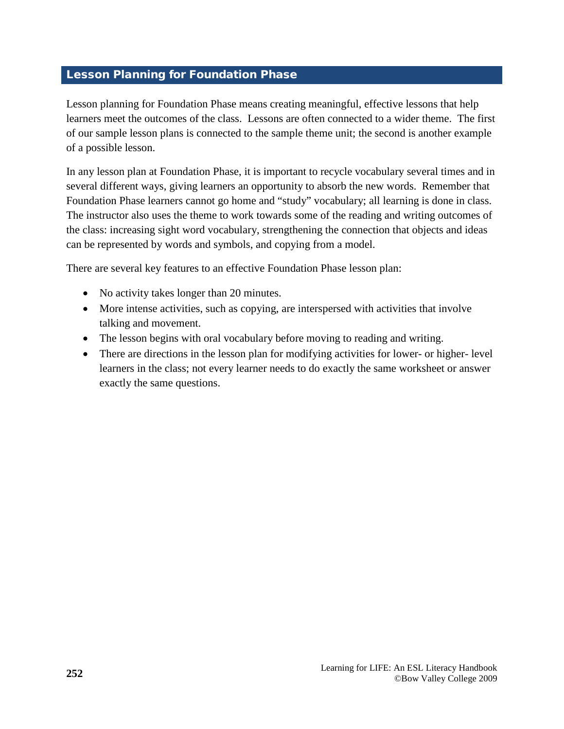## Lesson Planning for Foundation Phase

Lesson planning for Foundation Phase means creating meaningful, effective lessons that help learners meet the outcomes of the class. Lessons are often connected to a wider theme. The first of our sample lesson plans is connected to the sample theme unit; the second is another example of a possible lesson.

In any lesson plan at Foundation Phase, it is important to recycle vocabulary several times and in several different ways, giving learners an opportunity to absorb the new words. Remember that Foundation Phase learners cannot go home and "study" vocabulary; all learning is done in class. The instructor also uses the theme to work towards some of the reading and writing outcomes of the class: increasing sight word vocabulary, strengthening the connection that objects and ideas can be represented by words and symbols, and copying from a model.

There are several key features to an effective Foundation Phase lesson plan:

- No activity takes longer than 20 minutes.
- More intense activities, such as copying, are interspersed with activities that involve talking and movement.
- The lesson begins with oral vocabulary before moving to reading and writing.
- There are directions in the lesson plan for modifying activities for lower- or higher- level learners in the class; not every learner needs to do exactly the same worksheet or answer exactly the same questions.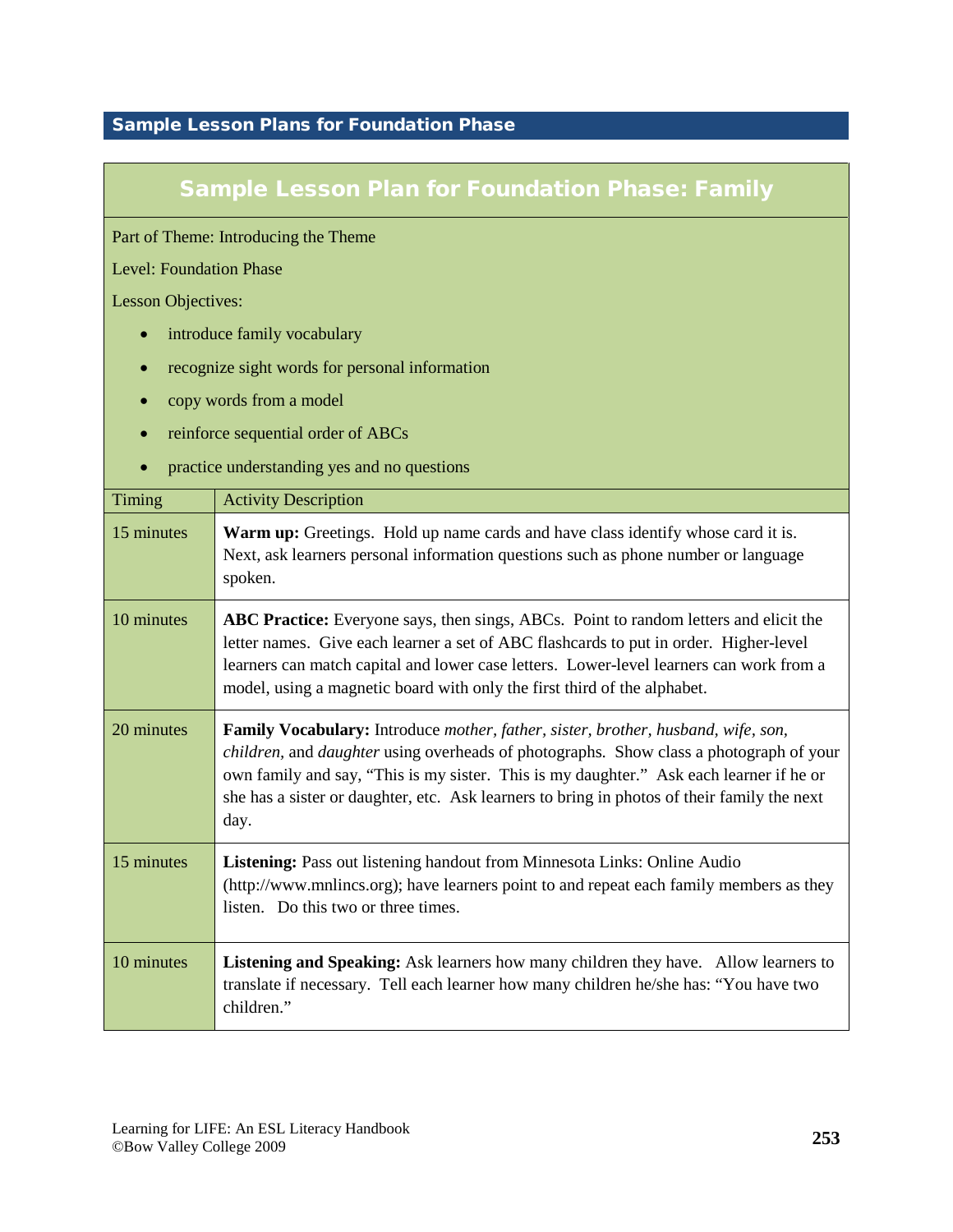## Sample Lesson Plans for Foundation Phase

### Sample Lesson Plan for Foundation Phase: Family

Part of Theme: Introducing the Theme

Level: Foundation Phase

Lesson Objectives:

- introduce family vocabulary
- recognize sight words for personal information
- copy words from a model
- reinforce sequential order of ABCs
- practice understanding yes and no questions

| Timing | Activity Description |
|---|---|
| 15 minutes | **Warm up:** Greetings. Hold up name cards and have class identify whose card it is. Next, ask learners personal information questions such as phone number or language spoken. |
| 10 minutes | **ABC Practice:** Everyone says, then sings, ABCs. Point to random letters and elicit the letter names. Give each learner a set of ABC flashcards to put in order. Higher-level learners can match capital and lower case letters. Lower-level learners can work from a model, using a magnetic board with only the first third of the alphabet. |
| 20 minutes | **Family Vocabulary:** Introduce *mother, father, sister, brother, husband, wife, son, children,* and *daughter* using overheads of photographs. Show class a photograph of your own family and say, "This is my sister. This is my daughter." Ask each learner if he or she has a sister or daughter, etc. Ask learners to bring in photos of their family the next day. |
| 15 minutes | **Listening:** Pass out listening handout from Minnesota Links: Online Audio (http://www.mnlincs.org); have learners point to and repeat each family members as they listen. Do this two or three times. |
| 10 minutes | **Listening and Speaking:** Ask learners how many children they have. Allow learners to translate if necessary. Tell each learner how many children he/she has: "You have two children." |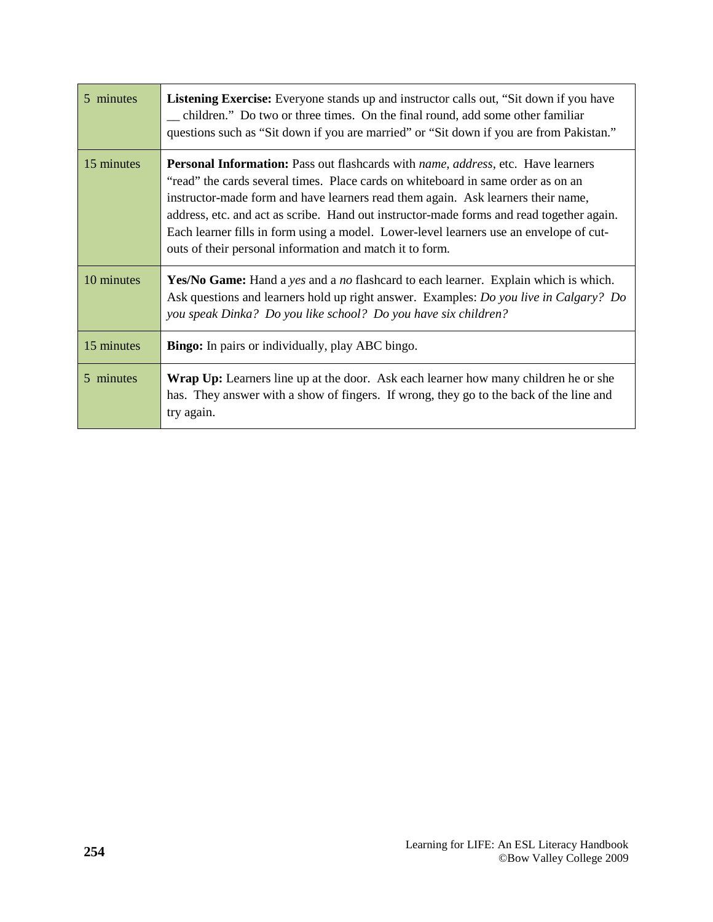| | |
|---|---|
| 5 minutes | **Listening Exercise:** Everyone stands up and instructor calls out, "Sit down if you have __ children." Do two or three times. On the final round, add some other familiar questions such as "Sit down if you are married" or "Sit down if you are from Pakistan." |
| 15 minutes | **Personal Information:** Pass out flashcards with *name*, *address*, etc. Have learners "read" the cards several times. Place cards on whiteboard in same order as on an instructor-made form and have learners read them again. Ask learners their name, address, etc. and act as scribe. Hand out instructor-made forms and read together again. Each learner fills in form using a model. Lower-level learners use an envelope of cut-outs of their personal information and match it to form. |
| 10 minutes | **Yes/No Game:** Hand a *yes* and a *no* flashcard to each learner. Explain which is which. Ask questions and learners hold up right answer. Examples: *Do you live in Calgary? Do you speak Dinka? Do you like school? Do you have six children?* |
| 15 minutes | **Bingo:** In pairs or individually, play ABC bingo. |
| 5 minutes | **Wrap Up:** Learners line up at the door. Ask each learner how many children he or she has. They answer with a show of fingers. If wrong, they go to the back of the line and try again. |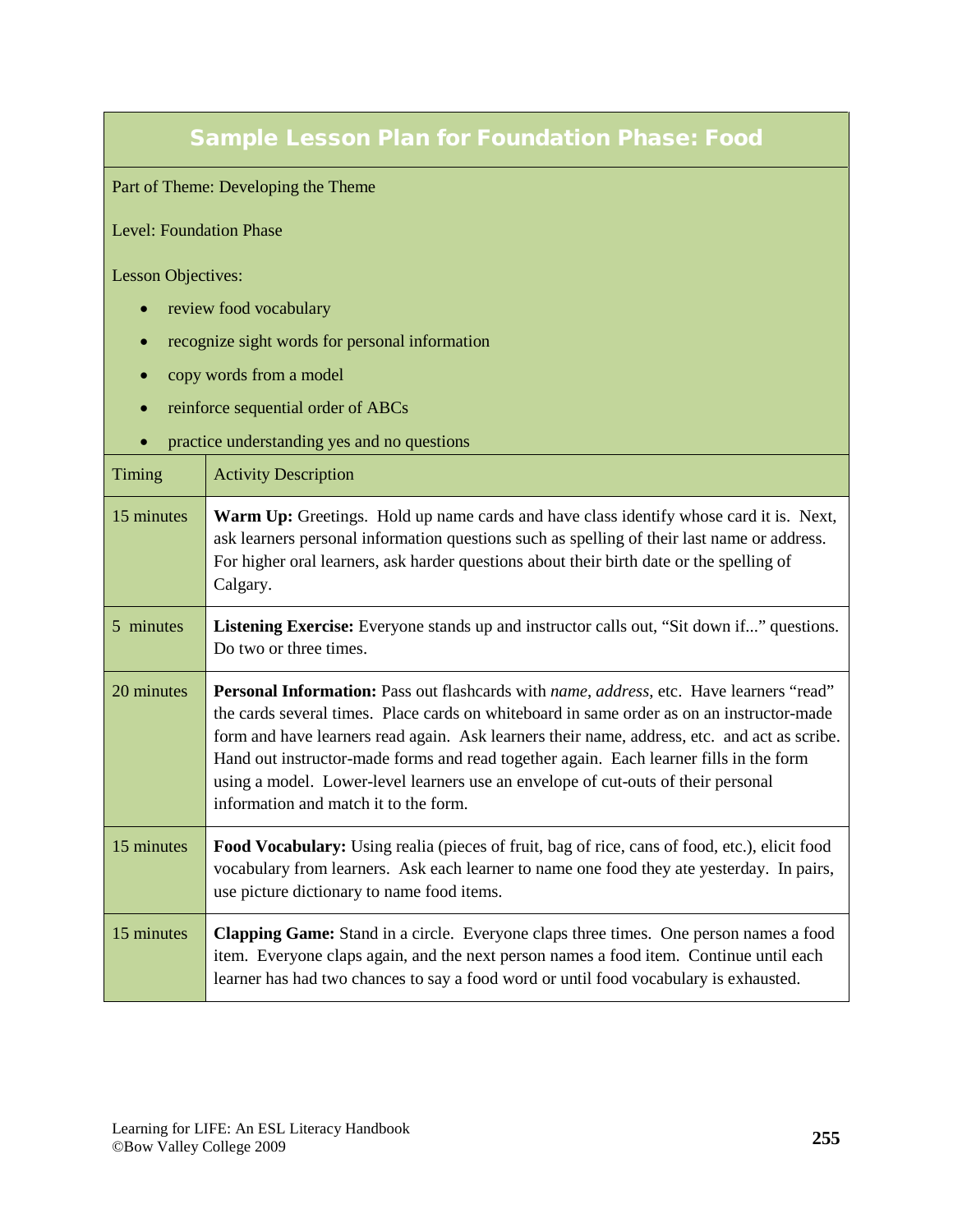## Sample Lesson Plan for Foundation Phase: Food

Part of Theme: Developing the Theme

Level: Foundation Phase

Lesson Objectives:

- review food vocabulary
- recognize sight words for personal information
- copy words from a model
- reinforce sequential order of ABCs
- practice understanding yes and no questions

| Timing | Activity Description |
|---|---|
| 15 minutes | **Warm Up:** Greetings. Hold up name cards and have class identify whose card it is. Next, ask learners personal information questions such as spelling of their last name or address. For higher oral learners, ask harder questions about their birth date or the spelling of Calgary. |
| 5 minutes | **Listening Exercise:** Everyone stands up and instructor calls out, "Sit down if..." questions. Do two or three times. |
| 20 minutes | **Personal Information:** Pass out flashcards with *name*, *address*, etc. Have learners "read" the cards several times. Place cards on whiteboard in same order as on an instructor-made form and have learners read again. Ask learners their name, address, etc. and act as scribe. Hand out instructor-made forms and read together again. Each learner fills in the form using a model. Lower-level learners use an envelope of cut-outs of their personal information and match it to the form. |
| 15 minutes | **Food Vocabulary:** Using realia (pieces of fruit, bag of rice, cans of food, etc.), elicit food vocabulary from learners. Ask each learner to name one food they ate yesterday. In pairs, use picture dictionary to name food items. |
| 15 minutes | **Clapping Game:** Stand in a circle. Everyone claps three times. One person names a food item. Everyone claps again, and the next person names a food item. Continue until each learner has had two chances to say a food word or until food vocabulary is exhausted. |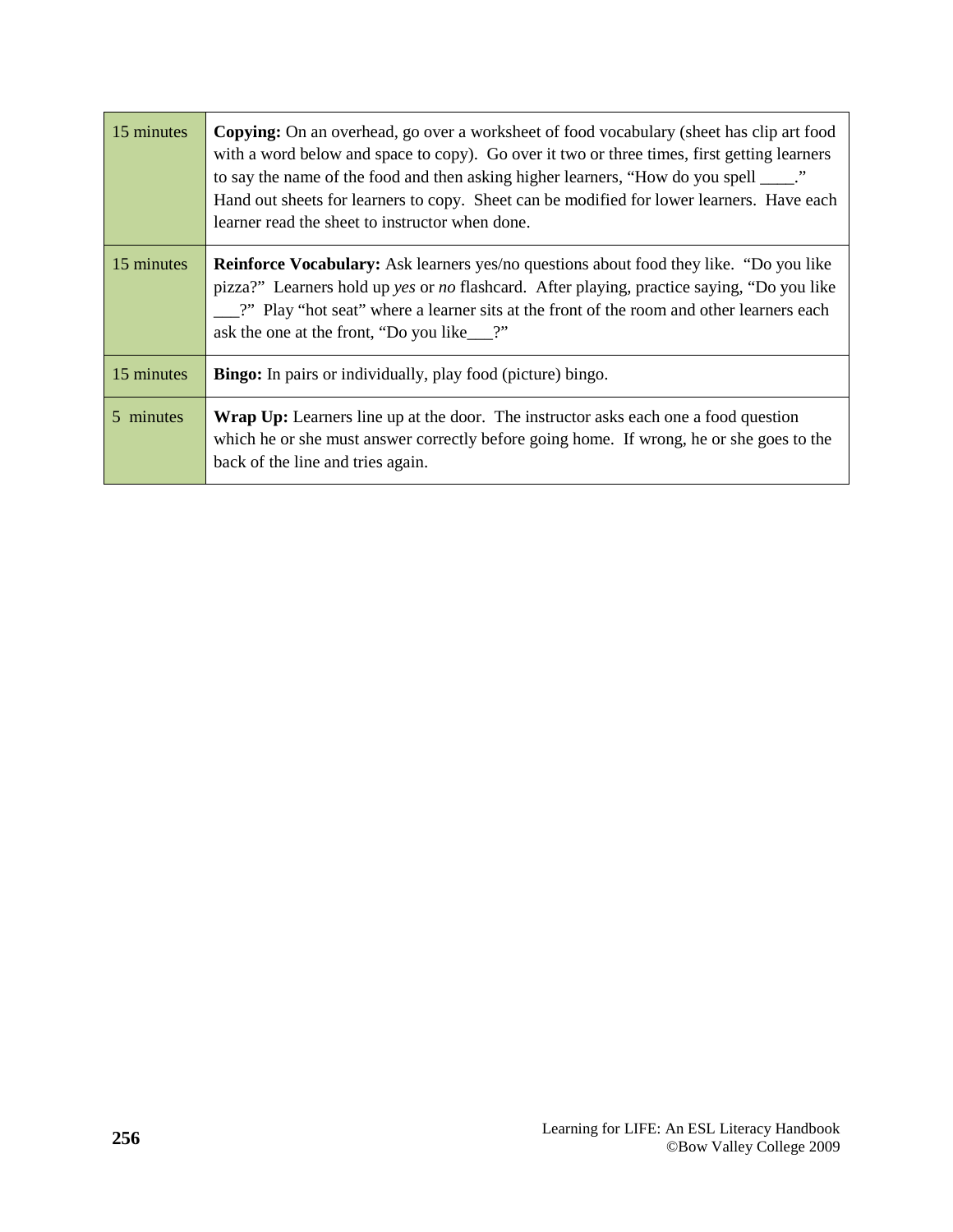| | |
|---|---|
| 15 minutes | **Copying:** On an overhead, go over a worksheet of food vocabulary (sheet has clip art food with a word below and space to copy). Go over it two or three times, first getting learners to say the name of the food and then asking higher learners, "How do you spell ____." Hand out sheets for learners to copy. Sheet can be modified for lower learners. Have each learner read the sheet to instructor when done. |
| 15 minutes | **Reinforce Vocabulary:** Ask learners yes/no questions about food they like. "Do you like pizza?" Learners hold up *yes* or *no* flashcard. After playing, practice saying, "Do you like ___?" Play "hot seat" where a learner sits at the front of the room and other learners each ask the one at the front, "Do you like___?" |
| 15 minutes | **Bingo:** In pairs or individually, play food (picture) bingo. |
| 5 minutes | **Wrap Up:** Learners line up at the door. The instructor asks each one a food question which he or she must answer correctly before going home. If wrong, he or she goes to the back of the line and tries again. |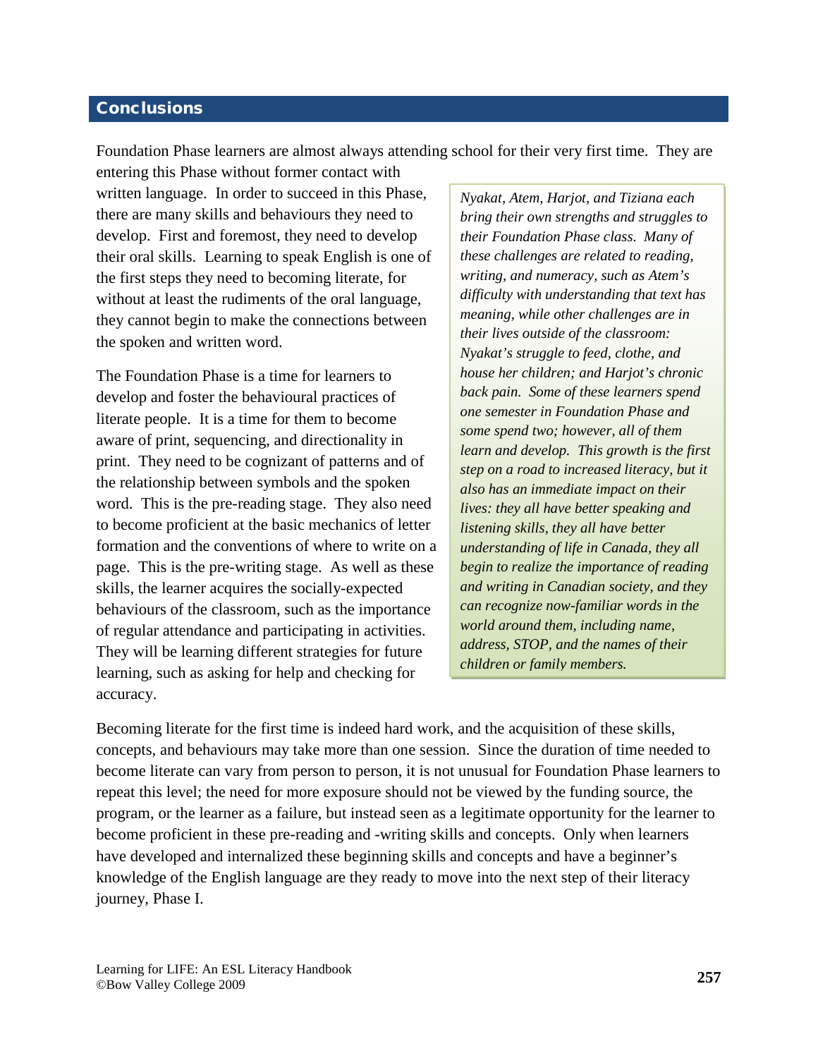## Conclusions

Foundation Phase learners are almost always attending school for their very first time. They are entering this Phase without former contact with written language. In order to succeed in this Phase, there are many skills and behaviours they need to develop. First and foremost, they need to develop their oral skills. Learning to speak English is one of the first steps they need to becoming literate, for without at least the rudiments of the oral language, they cannot begin to make the connections between the spoken and written word.

The Foundation Phase is a time for learners to develop and foster the behavioural practices of literate people. It is a time for them to become aware of print, sequencing, and directionality in print. They need to be cognizant of patterns and of the relationship between symbols and the spoken word. This is the pre-reading stage. They also need to become proficient at the basic mechanics of letter formation and the conventions of where to write on a page. This is the pre-writing stage. As well as these skills, the learner acquires the socially-expected behaviours of the classroom, such as the importance of regular attendance and participating in activities. They will be learning different strategies for future learning, such as asking for help and checking for accuracy.

> *Nyakat, Atem, Harjot, and Tiziana each bring their own strengths and struggles to their Foundation Phase class. Many of these challenges are related to reading, writing, and numeracy, such as Atem's difficulty with understanding that text has meaning, while other challenges are in their lives outside of the classroom: Nyakat's struggle to feed, clothe, and house her children; and Harjot's chronic back pain. Some of these learners spend one semester in Foundation Phase and some spend two; however, all of them learn and develop. This growth is the first step on a road to increased literacy, but it also has an immediate impact on their lives: they all have better speaking and listening skills, they all have better understanding of life in Canada, they all begin to realize the importance of reading and writing in Canadian society, and they can recognize now-familiar words in the world around them, including name, address, STOP, and the names of their children or family members.*

Becoming literate for the first time is indeed hard work, and the acquisition of these skills, concepts, and behaviours may take more than one session. Since the duration of time needed to become literate can vary from person to person, it is not unusual for Foundation Phase learners to repeat this level; the need for more exposure should not be viewed by the funding source, the program, or the learner as a failure, but instead seen as a legitimate opportunity for the learner to become proficient in these pre-reading and -writing skills and concepts. Only when learners have developed and internalized these beginning skills and concepts and have a beginner's knowledge of the English language are they ready to move into the next step of their literacy journey, Phase I.